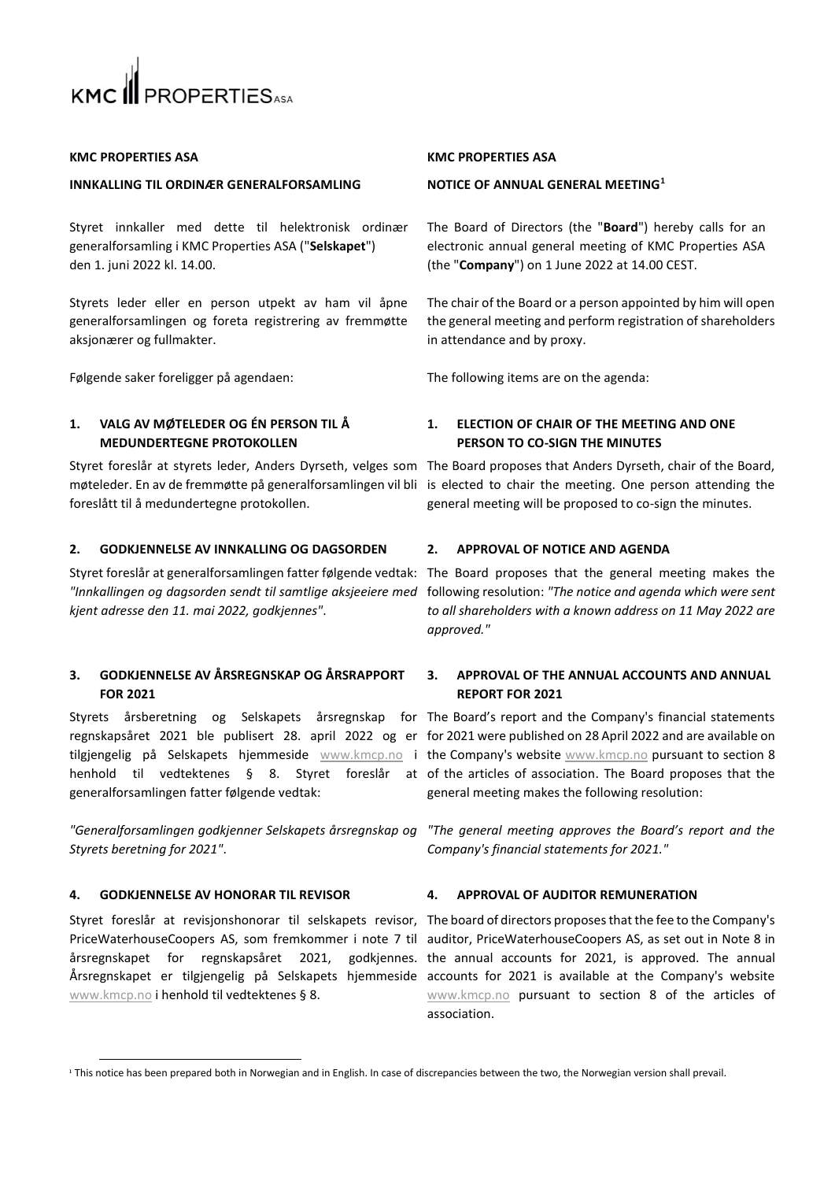KMC PROPERTIES ASA

**KMC PROPERTIES ASA**

**INNKALLING TIL ORDINÆR GENERALFORSAMLING**

Styret innkaller med dette til helektronisk ordinær generalforsamling i KMC Properties ASA ("**Selskapet**") den 1. juni 2022 kl. 14.00.

Styrets leder eller en person utpekt av ham vil åpne generalforsamlingen og foreta registrering av fremmøtte aksjonærer og fullmakter.

Følgende saker foreligger på agendaen:

### 1. VALG AV MØTELEDER OG ÉN PERSON TIL Å MEDUNDERTEGNE PROTOKOLLEN

Styret foreslår at styrets leder, Anders Dyrseth, velges som møteleder. En av de fremmøtte på generalforsamlingen vil bli foreslått til å medundertegne protokollen.

### 2. GODKJENNELSE AV INNKALLING OG DAGSORDEN

Styret foreslår at generalforsamlingen fatter følgende vedtak: *"Innkallingen og dagsorden sendt til samtlige aksjeeiere med kjent adresse den 11. mai 2022, godkjennes"*.

### 3. GODKJENNELSE AV ÅRSREGNSKAP OG ÅRSRAPPORT FOR 2021

Styrets årsberetning og Selskapets årsregnskap for regnskapsåret 2021 ble publisert 28. april 2022 og er tilgjengelig på Selskapets hjemmeside www.kmcp.no i henhold til vedtektenes § 8. Styret foreslår at generalforsamlingen fatter følgende vedtak:

*"Generalforsamlingen godkjenner Selskapets årsregnskap og Styrets beretning for 2021"*.

### 4. GODKJENNELSE AV HONORAR TIL REVISOR

Styret foreslår at revisjonshonorar til selskapets revisor, PriceWaterhouseCoopers AS, som fremkommer i note 7 til årsregnskapet for regnskapsåret 2021, godkjennes. Årsregnskapet er tilgjengelig på Selskapets hjemmeside www.kmcp.no i henhold til vedtektenes § 8.

---

**KMC PROPERTIES ASA**

**NOTICE OF ANNUAL GENERAL MEETING[1]**

The Board of Directors (the "**Board**") hereby calls for an electronic annual general meeting of KMC Properties ASA (the "**Company**") on 1 June 2022 at 14.00 CEST.

The chair of the Board or a person appointed by him will open the general meeting and perform registration of shareholders in attendance and by proxy.

The following items are on the agenda:

### 1. ELECTION OF CHAIR OF THE MEETING AND ONE PERSON TO CO-SIGN THE MINUTES

The Board proposes that Anders Dyrseth, chair of the Board, is elected to chair the meeting. One person attending the general meeting will be proposed to co-sign the minutes.

### 2. APPROVAL OF NOTICE AND AGENDA

The Board proposes that the general meeting makes the following resolution: *"The notice and agenda which were sent to all shareholders with a known address on 11 May 2022 are approved."*

### 3. APPROVAL OF THE ANNUAL ACCOUNTS AND ANNUAL REPORT FOR 2021

The Board's report and the Company's financial statements for 2021 were published on 28 April 2022 and are available on the Company's website www.kmcp.no pursuant to section 8 of the articles of association. The Board proposes that the general meeting makes the following resolution:

*"The general meeting approves the Board's report and the Company's financial statements for 2021."*

### 4. APPROVAL OF AUDITOR REMUNERATION

The board of directors proposes that the fee to the Company's auditor, PriceWaterhouseCoopers AS, as set out in Note 8 in the annual accounts for 2021, is approved. The annual accounts for 2021 is available at the Company's website www.kmcp.no pursuant to section 8 of the articles of association.

---

[1] This notice has been prepared both in Norwegian and in English. In case of discrepancies between the two, the Norwegian version shall prevail.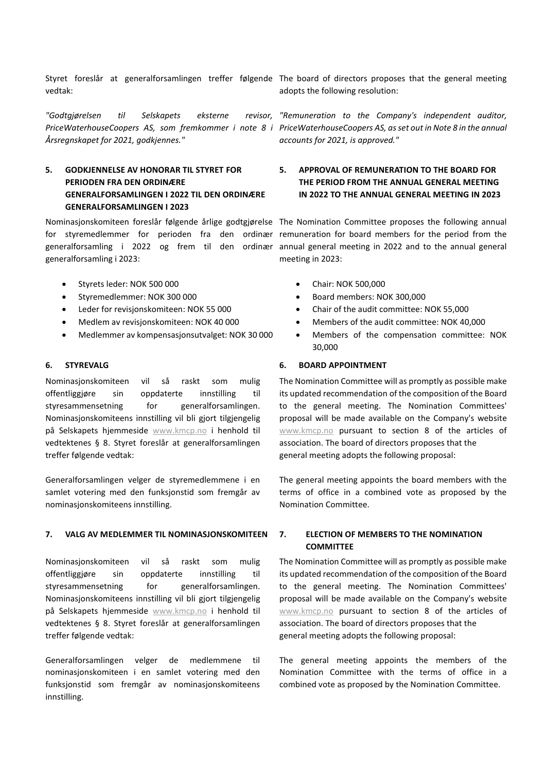Styret foreslår at generalforsamlingen treffer følgende vedtak:

*"Godtgjørelsen til Selskapets eksterne revisor, PriceWaterhouseCoopers AS, som fremkommer i note 8 i Årsregnskapet for 2021, godkjennes."*

The board of directors proposes that the general meeting adopts the following resolution:

*"Remuneration to the Company's independent auditor, PriceWaterhouseCoopers AS, as set out in Note 8 in the annual accounts for 2021, is approved."*

## 5. GODKJENNELSE AV HONORAR TIL STYRET FOR PERIODEN FRA DEN ORDINÆRE GENERALFORSAMLINGEN I 2022 TIL DEN ORDINÆRE GENERALFORSAMLINGEN I 2023

Nominasjonskomiteen foreslår følgende årlige godtgjørelse for styremedlemmer for perioden fra den ordinær generalforsamling i 2022 og frem til den ordinær generalforsamling i 2023:

- Styrets leder: NOK 500 000
- Styremedlemmer: NOK 300 000
- Leder for revisjonskomiteen: NOK 55 000
- Medlem av revisjonskomiteen: NOK 40 000
- Medlemmer av kompensasjonsutvalget: NOK 30 000

## 5. APPROVAL OF REMUNERATION TO THE BOARD FOR THE PERIOD FROM THE ANNUAL GENERAL MEETING IN 2022 TO THE ANNUAL GENERAL MEETING IN 2023

The Nomination Committee proposes the following annual remuneration for board members for the period from the annual general meeting in 2022 and to the annual general meeting in 2023:

- Chair: NOK 500,000
- Board members: NOK 300,000
- Chair of the audit committee: NOK 55,000
- Members of the audit committee: NOK 40,000
- Members of the compensation committee: NOK 30,000

## 6. STYREVALG

Nominasjonskomiteen vil så raskt som mulig offentliggjøre sin oppdaterte innstilling til styresammensetning for generalforsamlingen. Nominasjonskomiteens innstilling vil bli gjort tilgjengelig på Selskapets hjemmeside www.kmcp.no i henhold til vedtektenes § 8. Styret foreslår at generalforsamlingen treffer følgende vedtak:

Generalforsamlingen velger de styremedlemmene i en samlet votering med den funksjonstid som fremgår av nominasjonskomiteens innstilling.

## 6. BOARD APPOINTMENT

The Nomination Committee will as promptly as possible make its updated recommendation of the composition of the Board to the general meeting. The Nomination Committees' proposal will be made available on the Company's website www.kmcp.no pursuant to section 8 of the articles of association. The board of directors proposes that the general meeting adopts the following proposal:

The general meeting appoints the board members with the terms of office in a combined vote as proposed by the Nomination Committee.

## 7. VALG AV MEDLEMMER TIL NOMINASJONSKOMITEEN

Nominasjonskomiteen vil så raskt som mulig offentliggjøre sin oppdaterte innstilling til styresammensetning for generalforsamlingen. Nominasjonskomiteens innstilling vil bli gjort tilgjengelig på Selskapets hjemmeside www.kmcp.no i henhold til vedtektenes § 8. Styret foreslår at generalforsamlingen treffer følgende vedtak:

Generalforsamlingen velger de medlemmene til nominasjonskomiteen i en samlet votering med den funksjonstid som fremgår av nominasjonskomiteens innstilling.

## 7. ELECTION OF MEMBERS TO THE NOMINATION COMMITTEE

The Nomination Committee will as promptly as possible make its updated recommendation of the composition of the Board to the general meeting. The Nomination Committees' proposal will be made available on the Company's website www.kmcp.no pursuant to section 8 of the articles of association. The board of directors proposes that the general meeting adopts the following proposal:

The general meeting appoints the members of the Nomination Committee with the terms of office in a combined vote as proposed by the Nomination Committee.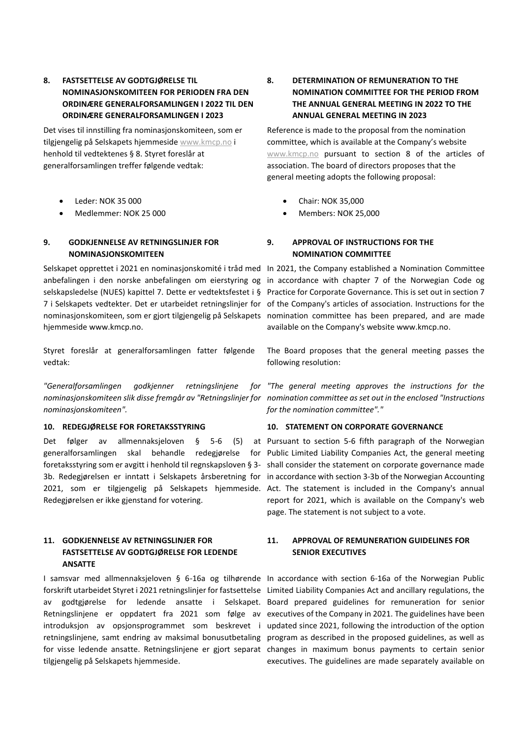## 8. FASTSETTELSE AV GODTGJØRELSE TIL NOMINASJONSKOMITEEN FOR PERIODEN FRA DEN ORDINÆRE GENERALFORSAMLINGEN I 2022 TIL DEN ORDINÆRE GENERALFORSAMLINGEN I 2023

Det vises til innstilling fra nominasjonskomiteen, som er tilgjengelig på Selskapets hjemmeside www.kmcp.no i henhold til vedtektenes § 8. Styret foreslår at generalforsamlingen treffer følgende vedtak:

- Leder: NOK 35 000
- Medlemmer: NOK 25 000

## 8. DETERMINATION OF REMUNERATION TO THE NOMINATION COMMITTEE FOR THE PERIOD FROM THE ANNUAL GENERAL MEETING IN 2022 TO THE ANNUAL GENERAL MEETING IN 2023

Reference is made to the proposal from the nomination committee, which is available at the Company's website www.kmcp.no pursuant to section 8 of the articles of association. The board of directors proposes that the general meeting adopts the following proposal:

- Chair: NOK 35,000
- Members: NOK 25,000

## 9. GODKJENNELSE AV RETNINGSLINJER FOR NOMINASJONSKOMITEEN

Selskapet opprettet i 2021 en nominasjonskomité i tråd med anbefalingen i den norske anbefalingen om eierstyring og selskapsledelse (NUES) kapittel 7. Dette er vedtektsfestet i § 7 i Selskapets vedtekter. Det er utarbeidet retningslinjer for nominasjonskomiteen, som er gjort tilgjengelig på Selskapets hjemmeside www.kmcp.no.

Styret foreslår at generalforsamlingen fatter følgende vedtak:

*"Generalforsamlingen godkjenner retningslinjene for nominasjonskomiteen slik disse fremgår av "Retningslinjer for nominasjonskomiteen".*

## 9. APPROVAL OF INSTRUCTIONS FOR THE NOMINATION COMMITTEE

In 2021, the Company established a Nomination Committee in accordance with chapter 7 of the Norwegian Code og Practice for Corporate Governance. This is set out in section 7 of the Company's articles of association. Instructions for the nomination committee has been prepared, and are made available on the Company's website www.kmcp.no.

The Board proposes that the general meeting passes the following resolution:

*"The general meeting approves the instructions for the nomination committee as set out in the enclosed "Instructions for the nomination committee"."*

## 10. REDEGJØRELSE FOR FORETAKSSTYRING

Det følger av allmennaksjeloven § 5-6 (5) at generalforsamlingen skal behandle redegjørelse for foretaksstyring som er avgitt i henhold til regnskapsloven § 3-3b. Redegjørelsen er inntatt i Selskapets årsberetning for 2021, som er tilgjengelig på Selskapets hjemmeside. Redegjørelsen er ikke gjenstand for votering.

## 10. STATEMENT ON CORPORATE GOVERNANCE

Pursuant to section 5-6 fifth paragraph of the Norwegian Public Limited Liability Companies Act, the general meeting shall consider the statement on corporate governance made in accordance with section 3-3b of the Norwegian Accounting Act. The statement is included in the Company's annual report for 2021, which is available on the Company's web page. The statement is not subject to a vote.

## 11. GODKJENNELSE AV RETNINGSLINJER FOR FASTSETTELSE AV GODTGJØRELSE FOR LEDENDE ANSATTE

I samsvar med allmennaksjeloven § 6-16a og tilhørende forskrift utarbeidet Styret i 2021 retningslinjer for fastsettelse av godtgjørelse for ledende ansatte i Selskapet. Retningslinjene er oppdatert fra 2021 som følge av introduksjon av opsjonsprogrammet som beskrevet i retningslinjene, samt endring av maksimal bonusutbetaling for visse ledende ansatte. Retningslinjene er gjort separat tilgjengelig på Selskapets hjemmeside.

## 11. APPROVAL OF REMUNERATION GUIDELINES FOR SENIOR EXECUTIVES

In accordance with section 6-16a of the Norwegian Public Limited Liability Companies Act and ancillary regulations, the Board prepared guidelines for remuneration for senior executives of the Company in 2021. The guidelines have been updated since 2021, following the introduction of the option program as described in the proposed guidelines, as well as changes in maximum bonus payments to certain senior executives. The guidelines are made separately available on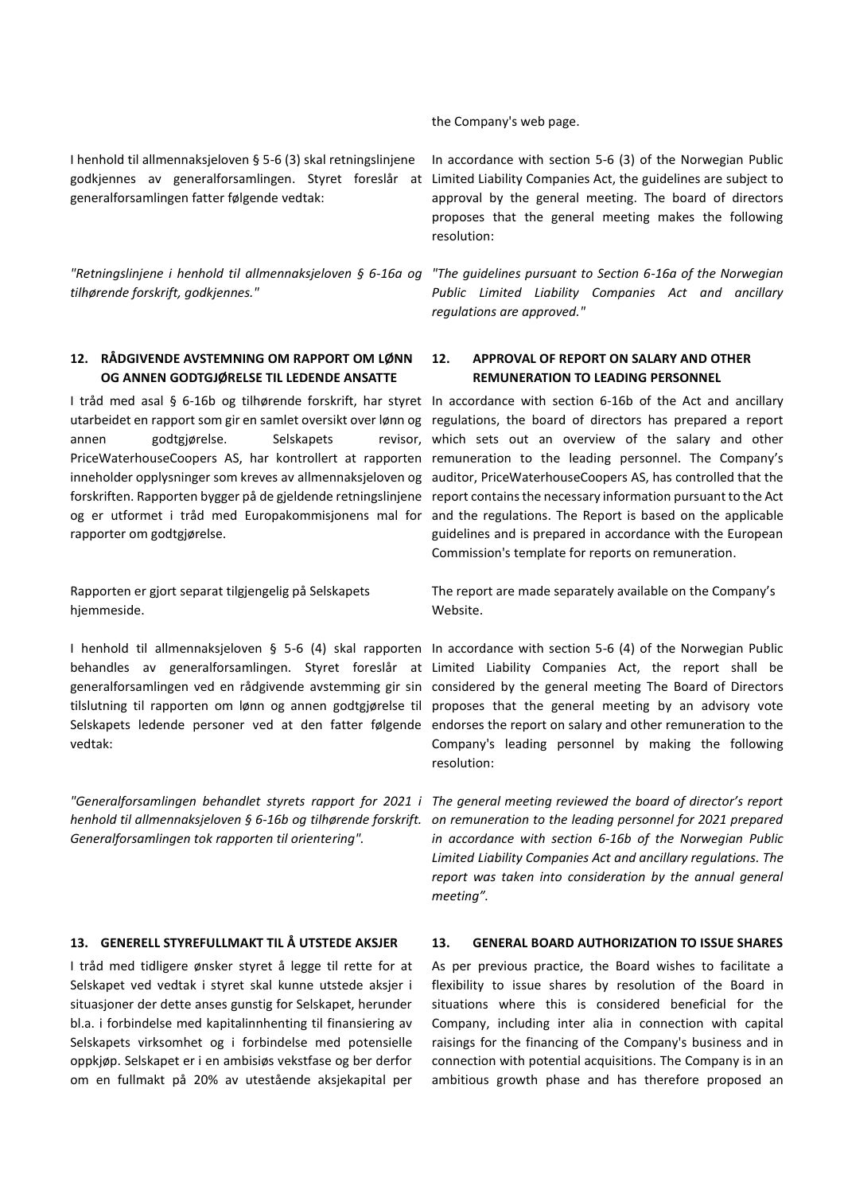the Company's web page.

I henhold til allmennaksjeloven § 5-6 (3) skal retningslinjene godkjennes av generalforsamlingen. Styret foreslår at generalforsamlingen fatter følgende vedtak:

In accordance with section 5-6 (3) of the Norwegian Public Limited Liability Companies Act, the guidelines are subject to approval by the general meeting. The board of directors proposes that the general meeting makes the following resolution:

*"Retningslinjene i henhold til allmennaksjeloven § 6-16a og tilhørende forskrift, godkjennes."*

*"The guidelines pursuant to Section 6-16a of the Norwegian Public Limited Liability Companies Act and ancillary regulations are approved."*

## 12. RÅDGIVENDE AVSTEMNING OM RAPPORT OM LØNN OG ANNEN GODTGJØRELSE TIL LEDENDE ANSATTE

## 12. APPROVAL OF REPORT ON SALARY AND OTHER REMUNERATION TO LEADING PERSONNEL

I tråd med asal § 6-16b og tilhørende forskrift, har styret utarbeidet en rapport som gir en samlet oversikt over lønn og annen godtgjørelse. Selskapets revisor, PriceWaterhouseCoopers AS, har kontrollert at rapporten inneholder opplysninger som kreves av allmennaksjeloven og forskriften. Rapporten bygger på de gjeldende retningslinjene og er utformet i tråd med Europakommisjonens mal for rapporter om godtgjørelse.

In accordance with section 6-16b of the Act and ancillary regulations, the board of directors has prepared a report which sets out an overview of the salary and other remuneration to the leading personnel. The Company's auditor, PriceWaterhouseCoopers AS, has controlled that the report contains the necessary information pursuant to the Act and the regulations. The Report is based on the applicable guidelines and is prepared in accordance with the European Commission's template for reports on remuneration.

Rapporten er gjort separat tilgjengelig på Selskapets hjemmeside.

The report are made separately available on the Company's Website.

I henhold til allmennaksjeloven § 5-6 (4) skal rapporten behandles av generalforsamlingen. Styret foreslår at generalforsamlingen ved en rådgivende avstemming gir sin tilslutning til rapporten om lønn og annen godtgjørelse til Selskapets ledende personer ved at den fatter følgende vedtak:

In accordance with section 5-6 (4) of the Norwegian Public Limited Liability Companies Act, the report shall be considered by the general meeting The Board of Directors proposes that the general meeting by an advisory vote endorses the report on salary and other remuneration to the Company's leading personnel by making the following resolution:

*"Generalforsamlingen behandlet styrets rapport for 2021 i henhold til allmennaksjeloven § 6-16b og tilhørende forskrift. Generalforsamlingen tok rapporten til orientering".*

*The general meeting reviewed the board of director's report on remuneration to the leading personnel for 2021 prepared in accordance with section 6-16b of the Norwegian Public Limited Liability Companies Act and ancillary regulations. The report was taken into consideration by the annual general meeting".*

## 13. GENERELL STYREFULLMAKT TIL Å UTSTEDE AKSJER

## 13. GENERAL BOARD AUTHORIZATION TO ISSUE SHARES

I tråd med tidligere ønsker styret å legge til rette for at Selskapet ved vedtak i styret skal kunne utstede aksjer i situasjoner der dette anses gunstig for Selskapet, herunder bl.a. i forbindelse med kapitalinnhenting til finansiering av Selskapets virksomhet og i forbindelse med potensielle oppkjøp. Selskapet er i en ambisiøs vekstfase og ber derfor om en fullmakt på 20% av utestående aksjekapital per

As per previous practice, the Board wishes to facilitate a flexibility to issue shares by resolution of the Board in situations where this is considered beneficial for the Company, including inter alia in connection with capital raisings for the financing of the Company's business and in connection with potential acquisitions. The Company is in an ambitious growth phase and has therefore proposed an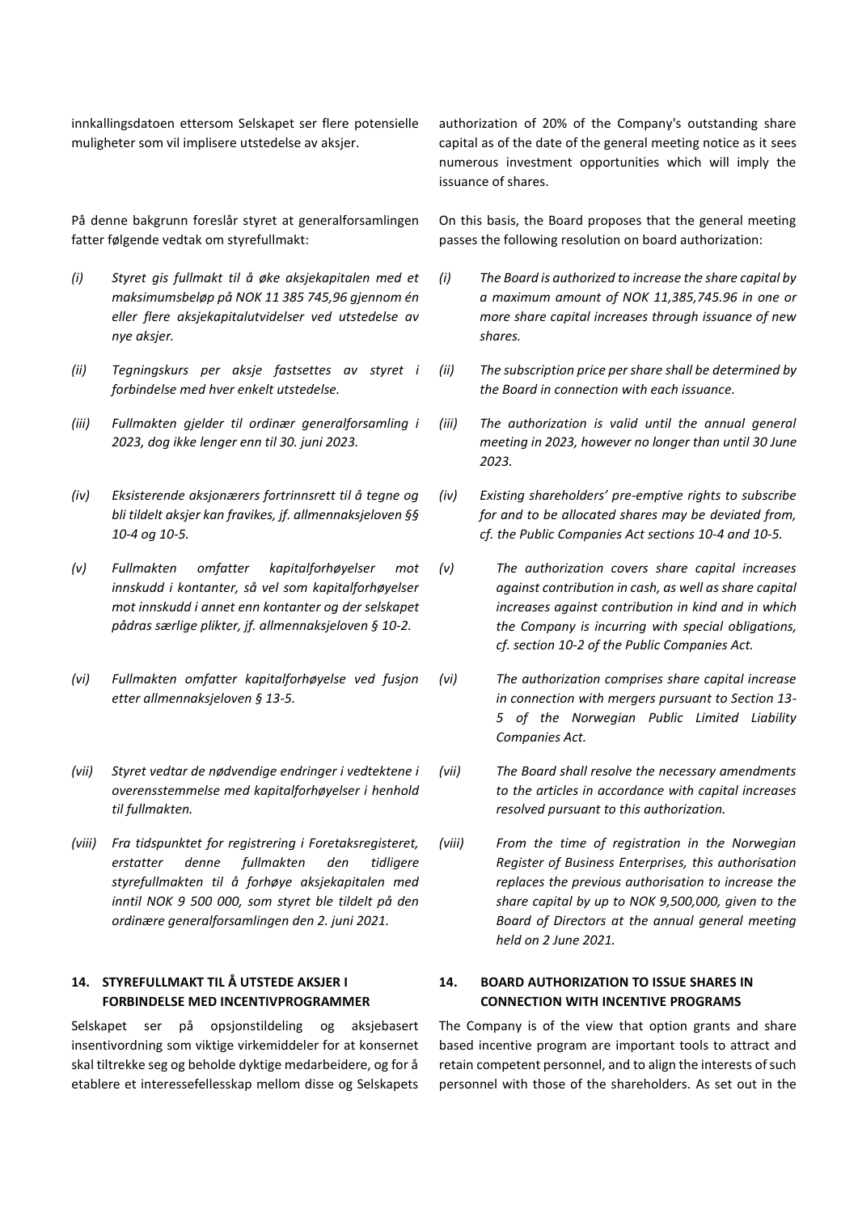innkallingsdatoen ettersom Selskapet ser flere potensielle muligheter som vil implisere utstedelse av aksjer.

På denne bakgrunn foreslår styret at generalforsamlingen fatter følgende vedtak om styrefullmakt:

*(i) Styret gis fullmakt til å øke aksjekapitalen med et maksimumsbeløp på NOK 11 385 745,96 gjennom én eller flere aksjekapitalutvidelser ved utstedelse av nye aksjer.*

*(ii) Tegningskurs per aksje fastsettes av styret i forbindelse med hver enkelt utstedelse.*

*(iii) Fullmakten gjelder til ordinær generalforsamling i 2023, dog ikke lenger enn til 30. juni 2023.*

*(iv) Eksisterende aksjonærers fortrinnsrett til å tegne og bli tildelt aksjer kan fravikes, jf. allmennaksjeloven §§ 10-4 og 10-5.*

*(v) Fullmakten omfatter kapitalforhøyelser mot innskudd i kontanter, så vel som kapitalforhøyelser mot innskudd i annet enn kontanter og der selskapet pådras særlige plikter, jf. allmennaksjeloven § 10-2.*

*(vi) Fullmakten omfatter kapitalforhøyelse ved fusjon etter allmennaksjeloven § 13-5.*

*(vii) Styret vedtar de nødvendige endringer i vedtektene i overensstemmelse med kapitalforhøyelser i henhold til fullmakten.*

*(viii) Fra tidspunktet for registrering i Foretaksregisteret, erstatter denne fullmakten den tidligere styrefullmakten til å forhøye aksjekapitalen med inntil NOK 9 500 000, som styret ble tildelt på den ordinære generalforsamlingen den 2. juni 2021.*

authorization of 20% of the Company's outstanding share capital as of the date of the general meeting notice as it sees numerous investment opportunities which will imply the issuance of shares.

On this basis, the Board proposes that the general meeting passes the following resolution on board authorization:

*(i) The Board is authorized to increase the share capital by a maximum amount of NOK 11,385,745.96 in one or more share capital increases through issuance of new shares.*

*(ii) The subscription price per share shall be determined by the Board in connection with each issuance.*

*(iii) The authorization is valid until the annual general meeting in 2023, however no longer than until 30 June 2023.*

*(iv) Existing shareholders' pre-emptive rights to subscribe for and to be allocated shares may be deviated from, cf. the Public Companies Act sections 10-4 and 10-5.*

*(v) The authorization covers share capital increases against contribution in cash, as well as share capital increases against contribution in kind and in which the Company is incurring with special obligations, cf. section 10-2 of the Public Companies Act.*

*(vi) The authorization comprises share capital increase in connection with mergers pursuant to Section 13-5 of the Norwegian Public Limited Liability Companies Act.*

*(vii) The Board shall resolve the necessary amendments to the articles in accordance with capital increases resolved pursuant to this authorization.*

*(viii) From the time of registration in the Norwegian Register of Business Enterprises, this authorisation replaces the previous authorisation to increase the share capital by up to NOK 9,500,000, given to the Board of Directors at the annual general meeting held on 2 June 2021.*

## 14. STYREFULLMAKT TIL Å UTSTEDE AKSJER I FORBINDELSE MED INCENTIVPROGRAMMER

Selskapet ser på opsjonstildeling og aksjebasert insentivordning som viktige virkemidler for at konsernet skal tiltrekke seg og beholde dyktige medarbeidere, og for å etablere et interessefellesskap mellom disse og Selskapets

## 14. BOARD AUTHORIZATION TO ISSUE SHARES IN CONNECTION WITH INCENTIVE PROGRAMS

The Company is of the view that option grants and share based incentive program are important tools to attract and retain competent personnel, and to align the interests of such personnel with those of the shareholders. As set out in the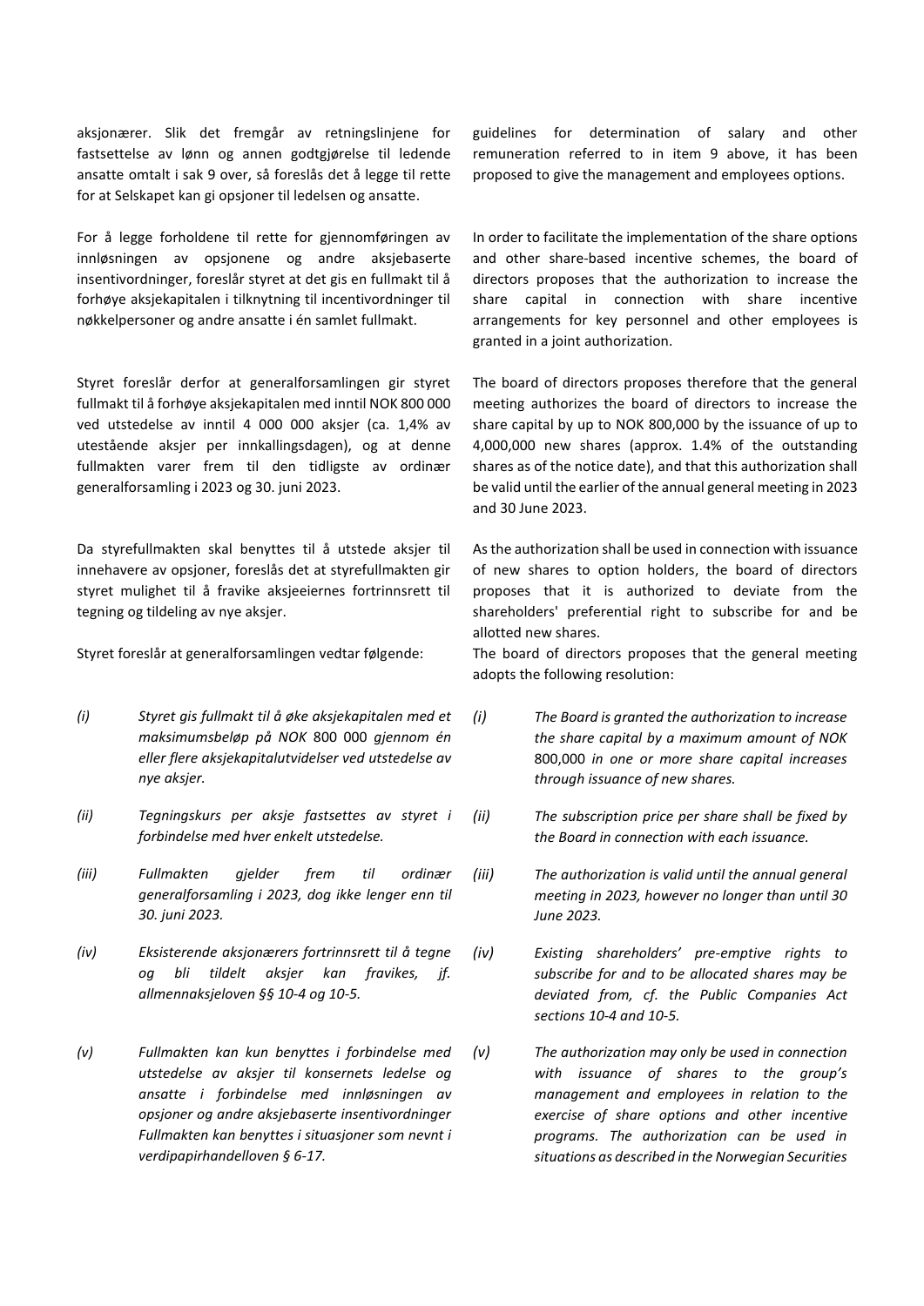aksjonærer. Slik det fremgår av retningslinjene for fastsettelse av lønn og annen godtgjørelse til ledende ansatte omtalt i sak 9 over, så foreslås det å legge til rette for at Selskapet kan gi opsjoner til ledelsen og ansatte.

For å legge forholdene til rette for gjennomføringen av innløsningen av opsjonene og andre aksjebaserte insentivordninger, foreslår styret at det gis en fullmakt til å forhøye aksjekapitalen i tilknytning til incentivordninger til nøkkelpersoner og andre ansatte i én samlet fullmakt.

Styret foreslår derfor at generalforsamlingen gir styret fullmakt til å forhøye aksjekapitalen med inntil NOK 800 000 ved utstedelse av inntil 4 000 000 aksjer (ca. 1,4% av utestående aksjer per innkallingsdagen), og at denne fullmakten varer frem til den tidligste av ordinær generalforsamling i 2023 og 30. juni 2023.

Da styrefullmakten skal benyttes til å utstede aksjer til innehavere av opsjoner, foreslås det at styrefullmakten gir styret mulighet til å fravike aksjeeiernes fortrinnsrett til tegning og tildeling av nye aksjer.

Styret foreslår at generalforsamlingen vedtar følgende:

*(i)* *Styret gis fullmakt til å øke aksjekapitalen med et maksimumsbeløp på NOK* 800 000 *gjennom én eller flere aksjekapitalutvidelser ved utstedelse av nye aksjer.*

*(ii)* *Tegningskurs per aksje fastsettes av styret i forbindelse med hver enkelt utstedelse.*

*(iii)* *Fullmakten gjelder frem til ordinær generalforsamling i 2023, dog ikke lenger enn til 30. juni 2023.*

*(iv)* *Eksisterende aksjonærers fortrinnsrett til å tegne og bli tildelt aksjer kan fravikes, jf. allmennaksjeloven §§ 10-4 og 10-5.*

*(v)* *Fullmakten kan kun benyttes i forbindelse med utstedelse av aksjer til konsernets ledelse og ansatte i forbindelse med innløsningen av opsjoner og andre aksjebaserte insentivordninger Fullmakten kan benyttes i situasjoner som nevnt i verdipapirhandelloven § 6-17.*

guidelines for determination of salary and other remuneration referred to in item 9 above, it has been proposed to give the management and employees options.

In order to facilitate the implementation of the share options and other share-based incentive schemes, the board of directors proposes that the authorization to increase the share capital in connection with share incentive arrangements for key personnel and other employees is granted in a joint authorization.

The board of directors proposes therefore that the general meeting authorizes the board of directors to increase the share capital by up to NOK 800,000 by the issuance of up to 4,000,000 new shares (approx. 1.4% of the outstanding shares as of the notice date), and that this authorization shall be valid until the earlier of the annual general meeting in 2023 and 30 June 2023.

As the authorization shall be used in connection with issuance of new shares to option holders, the board of directors proposes that it is authorized to deviate from the shareholders' preferential right to subscribe for and be allotted new shares.

The board of directors proposes that the general meeting adopts the following resolution:

*(i)* *The Board is granted the authorization to increase the share capital by a maximum amount of NOK* 800,000 *in one or more share capital increases through issuance of new shares.*

*(ii)* *The subscription price per share shall be fixed by the Board in connection with each issuance.*

*(iii)* *The authorization is valid until the annual general meeting in 2023, however no longer than until 30 June 2023.*

*(iv)* *Existing shareholders' pre-emptive rights to subscribe for and to be allocated shares may be deviated from, cf. the Public Companies Act sections 10-4 and 10-5.*

*(v)* *The authorization may only be used in connection with issuance of shares to the group's management and employees in relation to the exercise of share options and other incentive programs. The authorization can be used in situations as described in the Norwegian Securities*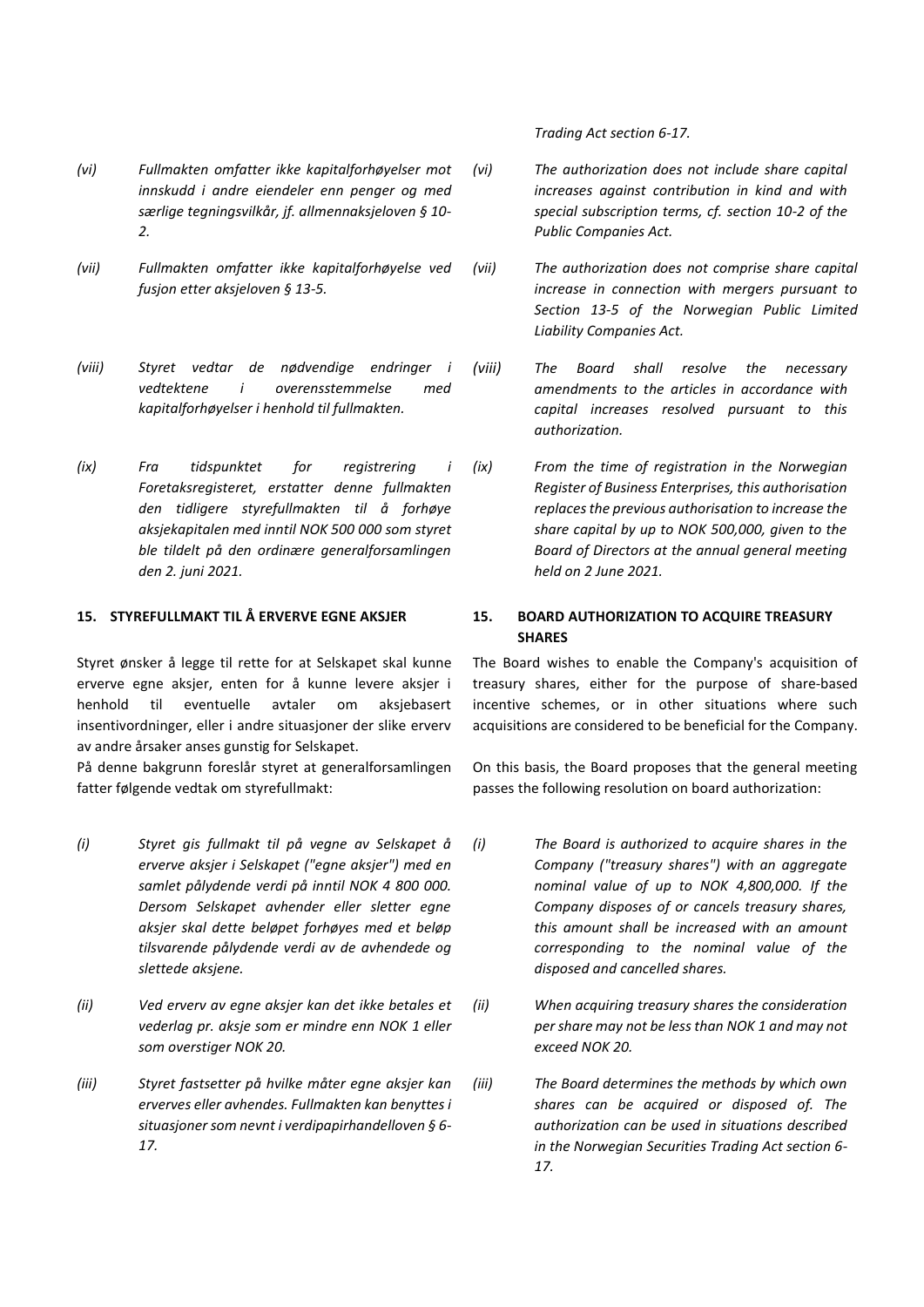*Trading Act section 6-17.*

*(vi) Fullmakten omfatter ikke kapitalforhøyelser mot innskudd i andre eiendeler enn penger og med særlige tegningsvilkår, jf. allmennaksjeloven § 10-2.*

*(vi) The authorization does not include share capital increases against contribution in kind and with special subscription terms, cf. section 10-2 of the Public Companies Act.*

*(vii) Fullmakten omfatter ikke kapitalforhøyelse ved fusjon etter aksjeloven § 13-5.*

*(vii) The authorization does not comprise share capital increase in connection with mergers pursuant to Section 13-5 of the Norwegian Public Limited Liability Companies Act.*

*(viii) Styret vedtar de nødvendige endringer i vedtektene i overensstemmelse med kapitalforhøyelser i henhold til fullmakten.*

*(viii) The Board shall resolve the necessary amendments to the articles in accordance with capital increases resolved pursuant to this authorization.*

*(ix) Fra tidspunktet for registrering i Foretaksregisteret, erstatter denne fullmakten den tidligere styrefullmakten til å forhøye aksjekapitalen med inntil NOK 500 000 som styret ble tildelt på den ordinære generalforsamlingen den 2. juni 2021.*

*(ix) From the time of registration in the Norwegian Register of Business Enterprises, this authorisation replaces the previous authorisation to increase the share capital by up to NOK 500,000, given to the Board of Directors at the annual general meeting held on 2 June 2021.*

## 15. STYREFULLMAKT TIL Å ERVERVE EGNE AKSJER

## 15. BOARD AUTHORIZATION TO ACQUIRE TREASURY SHARES

Styret ønsker å legge til rette for at Selskapet skal kunne erverve egne aksjer, enten for å kunne levere aksjer i henhold til eventuelle avtaler om aksjebasert insentivordninger, eller i andre situasjoner der slike erverv av andre årsaker anses gunstig for Selskapet.

The Board wishes to enable the Company's acquisition of treasury shares, either for the purpose of share-based incentive schemes, or in other situations where such acquisitions are considered to be beneficial for the Company.

På denne bakgrunn foreslår styret at generalforsamlingen fatter følgende vedtak om styrefullmakt:

On this basis, the Board proposes that the general meeting passes the following resolution on board authorization:

*(i) Styret gis fullmakt til på vegne av Selskapet å erverve aksjer i Selskapet ("egne aksjer") med en samlet pålydende verdi på inntil NOK 4 800 000. Dersom Selskapet avhender eller sletter egne aksjer skal dette beløpet forhøyes med et beløp tilsvarende pålydende verdi av de avhendede og slettede aksjene.*

*(i) The Board is authorized to acquire shares in the Company ("treasury shares") with an aggregate nominal value of up to NOK 4,800,000. If the Company disposes of or cancels treasury shares, this amount shall be increased with an amount corresponding to the nominal value of the disposed and cancelled shares.*

*(ii) Ved erverv av egne aksjer kan det ikke betales et vederlag pr. aksje som er mindre enn NOK 1 eller som overstiger NOK 20.*

*(ii) When acquiring treasury shares the consideration per share may not be less than NOK 1 and may not exceed NOK 20.*

*(iii) Styret fastsetter på hvilke måter egne aksjer kan erverves eller avhendes. Fullmakten kan benyttes i situasjoner som nevnt i verdipapirhandelloven § 6-17.*

*(iii) The Board determines the methods by which own shares can be acquired or disposed of. The authorization can be used in situations described in the Norwegian Securities Trading Act section 6-17.*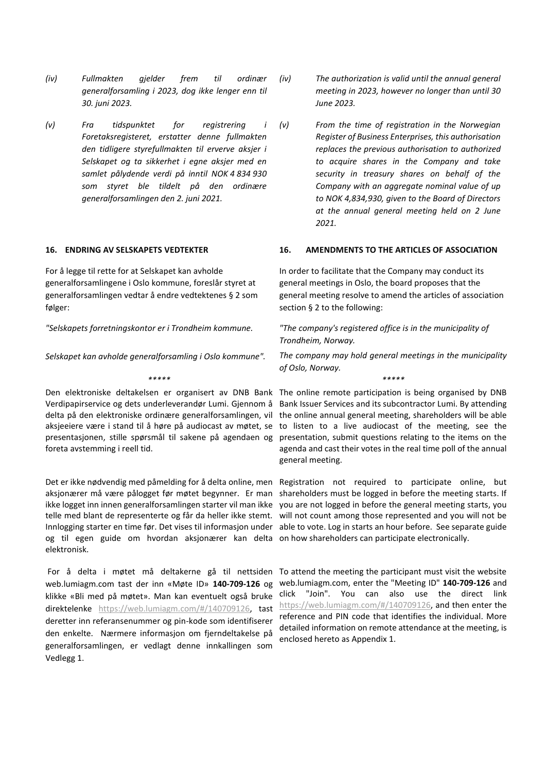*(iv) Fullmakten gjelder frem til ordinær generalforsamling i 2023, dog ikke lenger enn til 30. juni 2023.*

*(v) Fra tidspunktet for registrering i Foretaksregisteret, erstatter denne fullmakten den tidligere styrefullmakten til erverve aksjer i Selskapet og ta sikkerhet i egne aksjer med en samlet pålydende verdi på inntil NOK 4 834 930 som styret ble tildelt på den ordinære generalforsamlingen den 2. juni 2021.*

*(iv) The authorization is valid until the annual general meeting in 2023, however no longer than until 30 June 2023.*

*(v) From the time of registration in the Norwegian Register of Business Enterprises, this authorisation replaces the previous authorisation to authorized to acquire shares in the Company and take security in treasury shares on behalf of the Company with an aggregate nominal value of up to NOK 4,834,930, given to the Board of Directors at the annual general meeting held on 2 June 2021.*

**16. ENDRING AV SELSKAPETS VEDTEKTER**

For å legge til rette for at Selskapet kan avholde generalforsamlingene i Oslo kommune, foreslår styret at generalforsamlingen vedtar å endre vedtektenes § 2 som følger:

*"Selskapets forretningskontor er i Trondheim kommune.*

*Selskapet kan avholde generalforsamling i Oslo kommune".*

**16. AMENDMENTS TO THE ARTICLES OF ASSOCIATION**

In order to facilitate that the Company may conduct its general meetings in Oslo, the board proposes that the general meeting resolve to amend the articles of association section § 2 to the following:

*"The company's registered office is in the municipality of Trondheim, Norway.*

*The company may hold general meetings in the municipality of Oslo, Norway.*

*****

Den elektroniske deltakelsen er organisert av DNB Bank Verdipapirservice og dets underleverandør Lumi. Gjennom å delta på den elektroniske ordinære generalforsamlingen, vil aksjeeiere være i stand til å høre på audiocast av møtet, se presentasjonen, stille spørsmål til sakene på agendaen og foreta avstemming i reell tid.

Det er ikke nødvendig med påmelding for å delta online, men aksjonærer må være pålogget før møtet begynner. Er man ikke logget inn innen generalforsamlingen starter vil man ikke telle med blant de representerte og får da heller ikke stemt. Innlogging starter en time før. Det vises til informasjon under og til egen guide om hvordan aksjonærer kan delta elektronisk.

For å delta i møtet må deltakerne gå til nettsiden web.lumiagm.com tast der inn «Møte ID» **140-709-126** og klikke «Bli med på møtet». Man kan eventuelt også bruke direktelenke https://web.lumiagm.com/#/140709126, tast deretter inn referansenummer og pin-kode som identifiserer den enkelte. Nærmere informasjon om fjerndeltakelse på generalforsamlingen, er vedlagt denne innkallingen som Vedlegg 1.

*****

The online remote participation is being organised by DNB Bank Issuer Services and its subcontractor Lumi. By attending the online annual general meeting, shareholders will be able to listen to a live audiocast of the meeting, see the presentation, submit questions relating to the items on the agenda and cast their votes in the real time poll of the annual general meeting.

Registration not required to participate online, but shareholders must be logged in before the meeting starts. If you are not logged in before the general meeting starts, you will not count among those represented and you will not be able to vote. Log in starts an hour before. See separate guide on how shareholders can participate electronically.

To attend the meeting the participant must visit the website web.lumiagm.com, enter the "Meeting ID" **140-709-126** and click "Join". You can also use the direct link https://web.lumiagm.com/#/140709126, and then enter the reference and PIN code that identifies the individual. More detailed information on remote attendance at the meeting, is enclosed hereto as Appendix 1.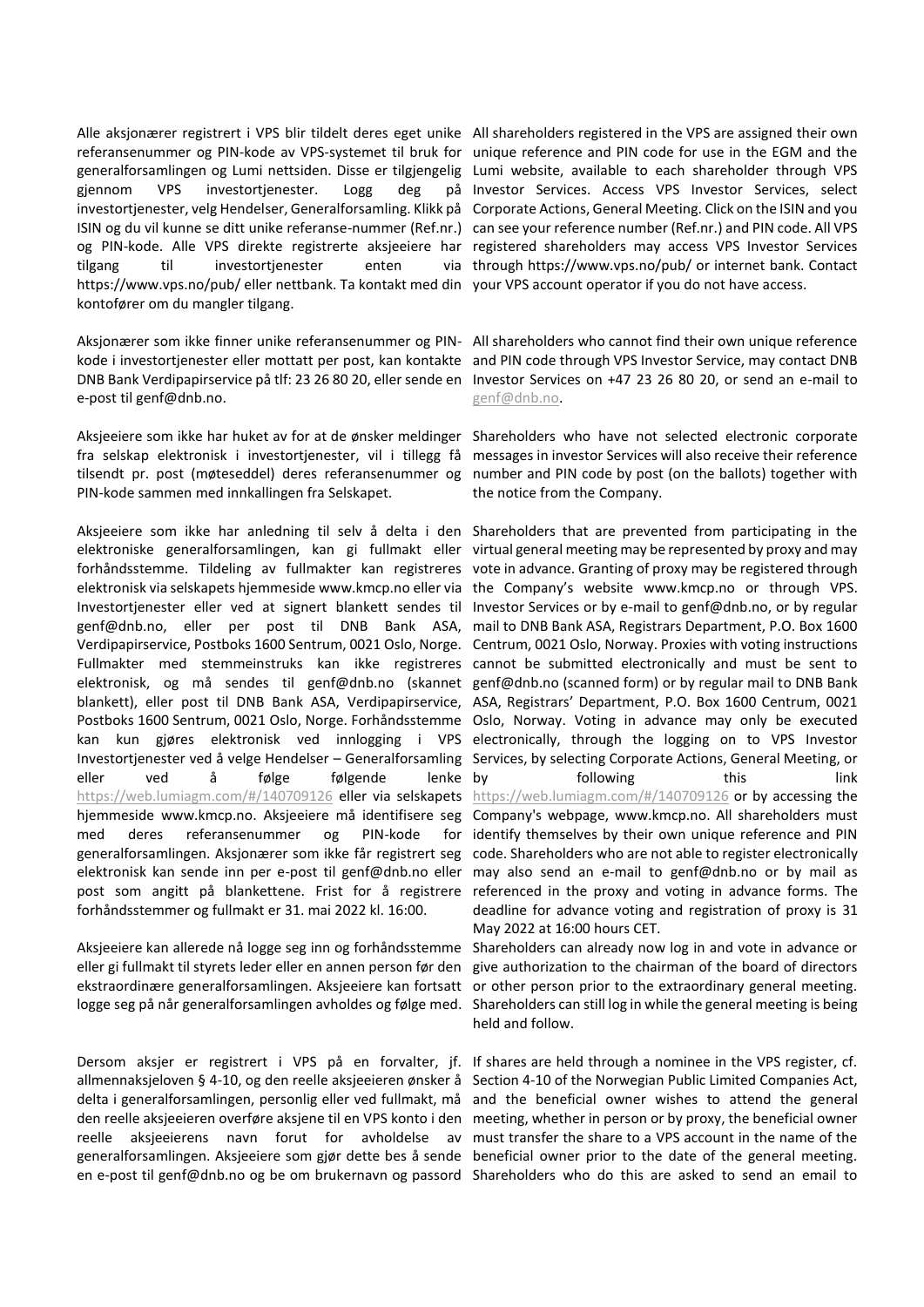Alle aksjonærer registrert i VPS blir tildelt deres eget unike referansenummer og PIN-kode av VPS-systemet til bruk for generalforsamlingen og Lumi nettsiden. Disse er tilgjengelig gjennom VPS investortjenester. Logg deg på investortjenester, velg Hendelser, Generalforsamling. Klikk på ISIN og du vil kunne se ditt unike referanse-nummer (Ref.nr.) og PIN-kode. Alle VPS direkte registrerte aksjeeiere har tilgang til investortjenester enten via https://www.vps.no/pub/ eller nettbank. Ta kontakt med din kontofører om du mangler tilgang.

All shareholders registered in the VPS are assigned their own unique reference and PIN code for use in the EGM and the Lumi website, available to each shareholder through VPS Investor Services. Access VPS Investor Services, select Corporate Actions, General Meeting. Click on the ISIN and you can see your reference number (Ref.nr.) and PIN code. All VPS registered shareholders may access VPS Investor Services through https://www.vps.no/pub/ or internet bank. Contact your VPS account operator if you do not have access.

Aksjonærer som ikke finner unike referansenummer og PIN-kode i investortjenester eller mottatt per post, kan kontakte DNB Bank Verdipapirservice på tlf: 23 26 80 20, eller sende en e-post til genf@dnb.no.

All shareholders who cannot find their own unique reference and PIN code through VPS Investor Service, may contact DNB Investor Services on +47 23 26 80 20, or send an e-mail to genf@dnb.no.

Aksjeeiere som ikke har huket av for at de ønsker meldinger fra selskap elektronisk i investortjenester, vil i tillegg få tilsendt pr. post (møteseddel) deres referansenummer og PIN-kode sammen med innkallingen fra Selskapet.

Shareholders who have not selected electronic corporate messages in investor Services will also receive their reference number and PIN code by post (on the ballots) together with the notice from the Company.

Aksjeeiere som ikke har anledning til selv å delta i den elektroniske generalforsamlingen, kan gi fullmakt eller forhåndsstemme. Tildeling av fullmakter kan registreres elektronisk via selskapets hjemmeside www.kmcp.no eller via Investortjenester eller ved at signert blankett sendes til genf@dnb.no, eller per post til DNB Bank ASA, Verdipapirservice, Postboks 1600 Sentrum, 0021 Oslo, Norge. Fullmakter med stemmeinstruks kan ikke registreres elektronisk, og må sendes til genf@dnb.no (skannet blankett), eller post til DNB Bank ASA, Verdipapirservice, Postboks 1600 Sentrum, 0021 Oslo, Norge. Forhåndsstemme kan kun gjøres elektronisk ved innlogging i VPS Investortjenester ved å velge Hendelser – Generalforsamling eller ved å følge følgende lenke https://web.lumiagm.com/#/140709126 eller via selskapets hjemmeside www.kmcp.no. Aksjeeiere må identifisere seg med deres referansenummer og PIN-kode for generalforsamlingen. Aksjonærer som ikke får registrert seg elektronisk kan sende inn per e-post til genf@dnb.no eller post som angitt på blankettene. Frist for å registrere forhåndsstemmer og fullmakt er 31. mai 2022 kl. 16:00.

Shareholders that are prevented from participating in the virtual general meeting may be represented by proxy and may vote in advance. Granting of proxy may be registered through the Company's website www.kmcp.no or through VPS. Investor Services or by e-mail to genf@dnb.no, or by regular mail to DNB Bank ASA, Registrars Department, P.O. Box 1600 Centrum, 0021 Oslo, Norway. Proxies with voting instructions cannot be submitted electronically and must be sent to genf@dnb.no (scanned form) or by regular mail to DNB Bank ASA, Registrars' Department, P.O. Box 1600 Centrum, 0021 Oslo, Norway. Voting in advance may only be executed electronically, through the logging on to VPS Investor Services, by selecting Corporate Actions, General Meeting, or by following this link https://web.lumiagm.com/#/140709126 or by accessing the Company's webpage, www.kmcp.no. All shareholders must identify themselves by their own unique reference and PIN code. Shareholders who are not able to register electronically may also send an e-mail to genf@dnb.no or by mail as referenced in the proxy and voting in advance forms. The deadline for advance voting and registration of proxy is 31 May 2022 at 16:00 hours CET.

Aksjeeiere kan allerede nå logge seg inn og forhåndsstemme eller gi fullmakt til styrets leder eller en annen person før den ekstraordinære generalforsamlingen. Aksjeeiere kan fortsatt logge seg på når generalforsamlingen avholdes og følge med.

Shareholders can already now log in and vote in advance or give authorization to the chairman of the board of directors or other person prior to the extraordinary general meeting. Shareholders can still log in while the general meeting is being held and follow.

Dersom aksjer er registrert i VPS på en forvalter, jf. allmennaksjeloven § 4-10, og den reelle aksjeeieren ønsker å delta i generalforsamlingen, personlig eller ved fullmakt, må den reelle aksjeeieren overføre aksjene til en VPS konto i den reelle aksjeeierens navn forut for avholdelse av generalforsamlingen. Aksjeeiere som gjør dette bes å sende en e-post til genf@dnb.no og be om brukernavn og passord

If shares are held through a nominee in the VPS register, cf. Section 4-10 of the Norwegian Public Limited Companies Act, and the beneficial owner wishes to attend the general meeting, whether in person or by proxy, the beneficial owner must transfer the share to a VPS account in the name of the beneficial owner prior to the date of the general meeting. Shareholders who do this are asked to send an email to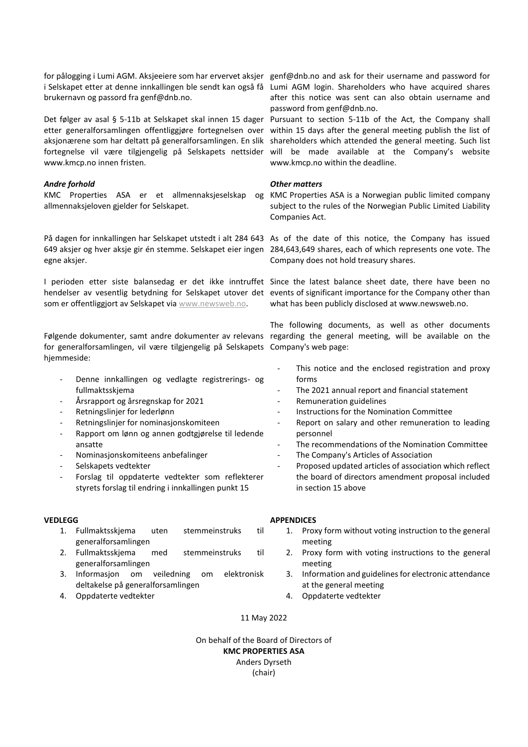for pålogging i Lumi AGM. Aksjeeiere som har ervervet aksjer i Selskapet etter at denne innkallingen ble sendt kan også få brukernavn og passord fra genf@dnb.no.

Det følger av asal § 5-11b at Selskapet skal innen 15 dager etter generalforsamlingen offentliggjøre fortegnelsen over aksjonærene som har deltatt på generalforsamlingen. En slik fortegnelse vil være tilgjengelig på Selskapets nettsider www.kmcp.no innen fristen.

### *Andre forhold*

KMC Properties ASA er et allmennaksjeselskap og allmennaksjeloven gjelder for Selskapet.

På dagen for innkallingen har Selskapet utstedt i alt 284 643 649 aksjer og hver aksje gir én stemme. Selskapet eier ingen egne aksjer.

I perioden etter siste balansedag er det ikke inntruffet hendelser av vesentlig betydning for Selskapet utover det som er offentliggjort av Selskapet via www.newsweb.no.

Følgende dokumenter, samt andre dokumenter av relevans for generalforsamlingen, vil være tilgjengelig på Selskapets hjemmeside:

- Denne innkallingen og vedlagte registrerings- og fullmaktsskjema
- Årsrapport og årsregnskap for 2021
- Retningslinjer for lederlønn
- Retningslinjer for nominasjonskomiteen
- Rapport om lønn og annen godtgjørelse til ledende ansatte
- Nominasjonskomiteens anbefalinger
- Selskapets vedtekter
- Forslag til oppdaterte vedtekter som reflekterer styrets forslag til endring i innkallingen punkt 15

**VEDLEGG**

1. Fullmaktsskjema uten stemmeinstruks til generalforsamlingen
2. Fullmaktsskjema med stemmeinstruks til generalforsamlingen
3. Informasjon om veiledning om elektronisk deltakelse på generalforsamlingen
4. Oppdaterte vedtekter

genf@dnb.no and ask for their username and password for Lumi AGM login. Shareholders who have acquired shares after this notice was sent can also obtain username and password from genf@dnb.no.

Pursuant to section 5-11b of the Act, the Company shall within 15 days after the general meeting publish the list of shareholders which attended the general meeting. Such list will be made available at the Company's website www.kmcp.no within the deadline.

### *Other matters*

KMC Properties ASA is a Norwegian public limited company subject to the rules of the Norwegian Public Limited Liability Companies Act.

As of the date of this notice, the Company has issued 284,643,649 shares, each of which represents one vote. The Company does not hold treasury shares.

Since the latest balance sheet date, there have been no events of significant importance for the Company other than what has been publicly disclosed at www.newsweb.no.

The following documents, as well as other documents regarding the general meeting, will be available on the Company's web page:

- This notice and the enclosed registration and proxy forms
- The 2021 annual report and financial statement
- Remuneration guidelines
- Instructions for the Nomination Committee
- Report on salary and other remuneration to leading personnel
- The recommendations of the Nomination Committee
- The Company's Articles of Association
- Proposed updated articles of association which reflect the board of directors amendment proposal included in section 15 above

**APPENDICES**

1. Proxy form without voting instruction to the general meeting
2. Proxy form with voting instructions to the general meeting
3. Information and guidelines for electronic attendance at the general meeting
4. Oppdaterte vedtekter

11 May 2022

On behalf of the Board of Directors of
**KMC PROPERTIES ASA**
Anders Dyrseth
(chair)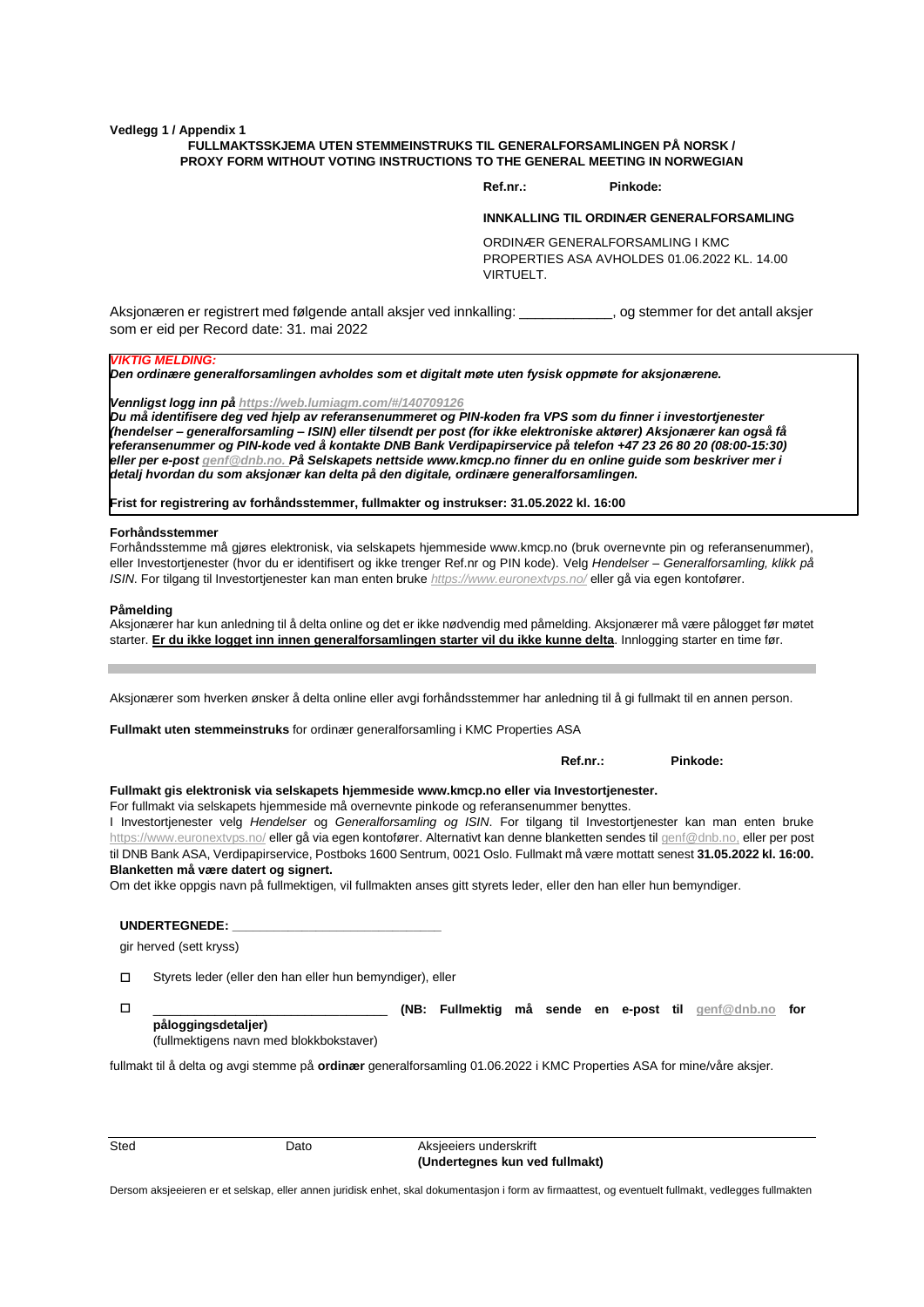**Vedlegg 1 / Appendix 1**

**FULLMAKTSSKJEMA UTEN STEMMEINSTRUKS TIL GENERALFORSAMLINGEN PÅ NORSK / PROXY FORM WITHOUT VOTING INSTRUCTIONS TO THE GENERAL MEETING IN NORWEGIAN**

**Ref.nr.:** **Pinkode:**

**INNKALLING TIL ORDINÆR GENERALFORSAMLING**

ORDINÆR GENERALFORSAMLING I KMC PROPERTIES ASA AVHOLDES 01.06.2022 KL. 14.00 VIRTUELT.

Aksjonæren er registrert med følgende antall aksjer ved innkalling: ____________, og stemmer for det antall aksjer som er eid per Record date: 31. mai 2022

***VIKTIG MELDING:***
***Den ordinære generalforsamlingen avholdes som et digitalt møte uten fysisk oppmøte for aksjonærene.***

***Vennligst logg inn på https://web.lumiagm.com/#/140709126***
***Du må identifisere deg ved hjelp av referansenummeret og PIN-koden fra VPS som du finner i investortjenester (hendelser – generalforsamling – ISIN) eller tilsendt per post (for ikke elektroniske aktører) Aksjonærer kan også få referansenummer og PIN-kode ved å kontakte DNB Bank Verdipapirservice på telefon +47 23 26 80 20 (08:00-15:30) eller per e-post genf@dnb.no. På Selskapets nettside www.kmcp.no finner du en online guide som beskriver mer i detalj hvordan du som aksjonær kan delta på den digitale, ordinære generalforsamlingen.***

**Frist for registrering av forhåndsstemmer, fullmakter og instrukser: 31.05.2022 kl. 16:00**

**Forhåndsstemmer**
Forhåndsstemme må gjøres elektronisk, via selskapets hjemmeside www.kmcp.no (bruk overnevnte pin og referansenummer), eller Investortjenester (hvor du er identifisert og ikke trenger Ref.nr og PIN kode). Velg *Hendelser – Generalforsamling, klikk på ISIN*. For tilgang til Investortjenester kan man enten bruke *https://www.euronextvps.no/* eller gå via egen kontofører.

**Påmelding**
Aksjonærer har kun anledning til å delta online og det er ikke nødvendig med påmelding. Aksjonærer må være pålogget før møtet starter. **Er du ikke logget inn innen generalforsamlingen starter vil du ikke kunne delta**. Innlogging starter en time før.

---

Aksjonærer som hverken ønsker å delta online eller avgi forhåndsstemmer har anledning til å gi fullmakt til en annen person.

**Fullmakt uten stemmeinstruks** for ordinær generalforsamling i KMC Properties ASA

**Ref.nr.:** **Pinkode:**

**Fullmakt gis elektronisk via selskapets hjemmeside www.kmcp.no eller via Investortjenester.**
For fullmakt via selskapets hjemmeside må overnevnte pinkode og referansenummer benyttes.
I Investortjenester velg *Hendelser* og *Generalforsamling og ISIN*. For tilgang til Investortjenester kan man enten bruke https://www.euronextvps.no/ eller gå via egen kontofører. Alternativt kan denne blanketten sendes til genf@dnb.no, eller per post til DNB Bank ASA, Verdipapirservice, Postboks 1600 Sentrum, 0021 Oslo. Fullmakt må være mottatt senest **31.05.2022 kl. 16:00. Blanketten må være datert og signert.**
Om det ikke oppgis navn på fullmektigen, vil fullmakten anses gitt styrets leder, eller den han eller hun bemyndiger.

**UNDERTEGNEDE: ____________________________**

gir herved (sett kryss)

- ☐ Styrets leder (eller den han eller hun bemyndiger), eller
- ☐ ________________________________ **(NB: Fullmektig må sende en e-post til genf@dnb.no for påloggingsdetaljer)**
  (fullmektigens navn med blokkbokstaver)

fullmakt til å delta og avgi stemme på **ordinær** generalforsamling 01.06.2022 i KMC Properties ASA for mine/våre aksjer.

| Sted | Dato | Aksjeeiers underskrift **(Undertegnes kun ved fullmakt)** |
|---|---|---|

Dersom aksjeeieren er et selskap, eller annen juridisk enhet, skal dokumentasjon i form av firmaattest, og eventuelt fullmakt, vedlegges fullmakten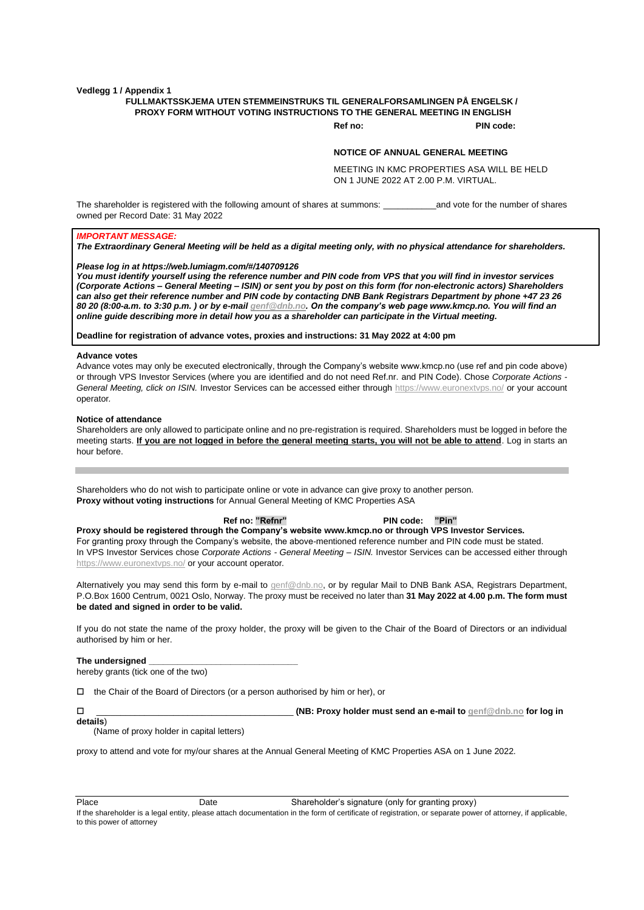**Vedlegg 1 / Appendix 1**

**FULLMAKTSSKJEMA UTEN STEMMEINSTRUKS TIL GENERALFORSAMLINGEN PÅ ENGELSK / PROXY FORM WITHOUT VOTING INSTRUCTIONS TO THE GENERAL MEETING IN ENGLISH**

**Ref no:** **PIN code:**

**NOTICE OF ANNUAL GENERAL MEETING**

MEETING IN KMC PROPERTIES ASA WILL BE HELD ON 1 JUNE 2022 AT 2.00 P.M. VIRTUAL.

The shareholder is registered with the following amount of shares at summons: ___________and vote for the number of shares owned per Record Date: 31 May 2022

***IMPORTANT MESSAGE:***

***The Extraordinary General Meeting will be held as a digital meeting only, with no physical attendance for shareholders.***

***Please log in at https://web.lumiagm.com/#/140709126***

***You must identify yourself using the reference number and PIN code from VPS that you will find in investor services (Corporate Actions – General Meeting – ISIN) or sent you by post on this form (for non-electronic actors) Shareholders can also get their reference number and PIN code by contacting DNB Bank Registrars Department by phone +47 23 26 80 20 (8:00-a.m. to 3:30 p.m. ) or by e-mail genf@dnb.no. On the company's web page www.kmcp.no. You will find an online guide describing more in detail how you as a shareholder can participate in the Virtual meeting.***

**Deadline for registration of advance votes, proxies and instructions: 31 May 2022 at 4:00 pm**

**Advance votes**

Advance votes may only be executed electronically, through the Company's website www.kmcp.no (use ref and pin code above) or through VPS Investor Services (where you are identified and do not need Ref.nr. and PIN Code). Chose *Corporate Actions - General Meeting, click on ISIN.* Investor Services can be accessed either through https://www.euronextvps.no/ or your account operator.

**Notice of attendance**

Shareholders are only allowed to participate online and no pre-registration is required. Shareholders must be logged in before the meeting starts. **If you are not logged in before the general meeting starts, you will not be able to attend**. Log in starts an hour before.

---

Shareholders who do not wish to participate online or vote in advance can give proxy to another person.
**Proxy without voting instructions** for Annual General Meeting of KMC Properties ASA

**Ref no: "Refnr"** **PIN code: "Pin"**

**Proxy should be registered through the Company's website www.kmcp.no or through VPS Investor Services.**
For granting proxy through the Company's website, the above-mentioned reference number and PIN code must be stated.
In VPS Investor Services chose *Corporate Actions - General Meeting – ISIN.* Investor Services can be accessed either through https://www.euronextvps.no/ or your account operator.

Alternatively you may send this form by e-mail to genf@dnb.no, or by regular Mail to DNB Bank ASA, Registrars Department, P.O.Box 1600 Centrum, 0021 Oslo, Norway. The proxy must be received no later than **31 May 2022 at 4.00 p.m. The form must be dated and signed in order to be valid.**

If you do not state the name of the proxy holder, the proxy will be given to the Chair of the Board of Directors or an individual authorised by him or her.

**The undersigned** ______________________________
hereby grants (tick one of the two)

☐ the Chair of the Board of Directors (or a person authorised by him or her), or

☐ ________________________________________ **(NB: Proxy holder must send an e-mail to genf@dnb.no for log in details**)
(Name of proxy holder in capital letters)

proxy to attend and vote for my/our shares at the Annual General Meeting of KMC Properties ASA on 1 June 2022.

Place Date Shareholder's signature (only for granting proxy)

If the shareholder is a legal entity, please attach documentation in the form of certificate of registration, or separate power of attorney, if applicable, to this power of attorney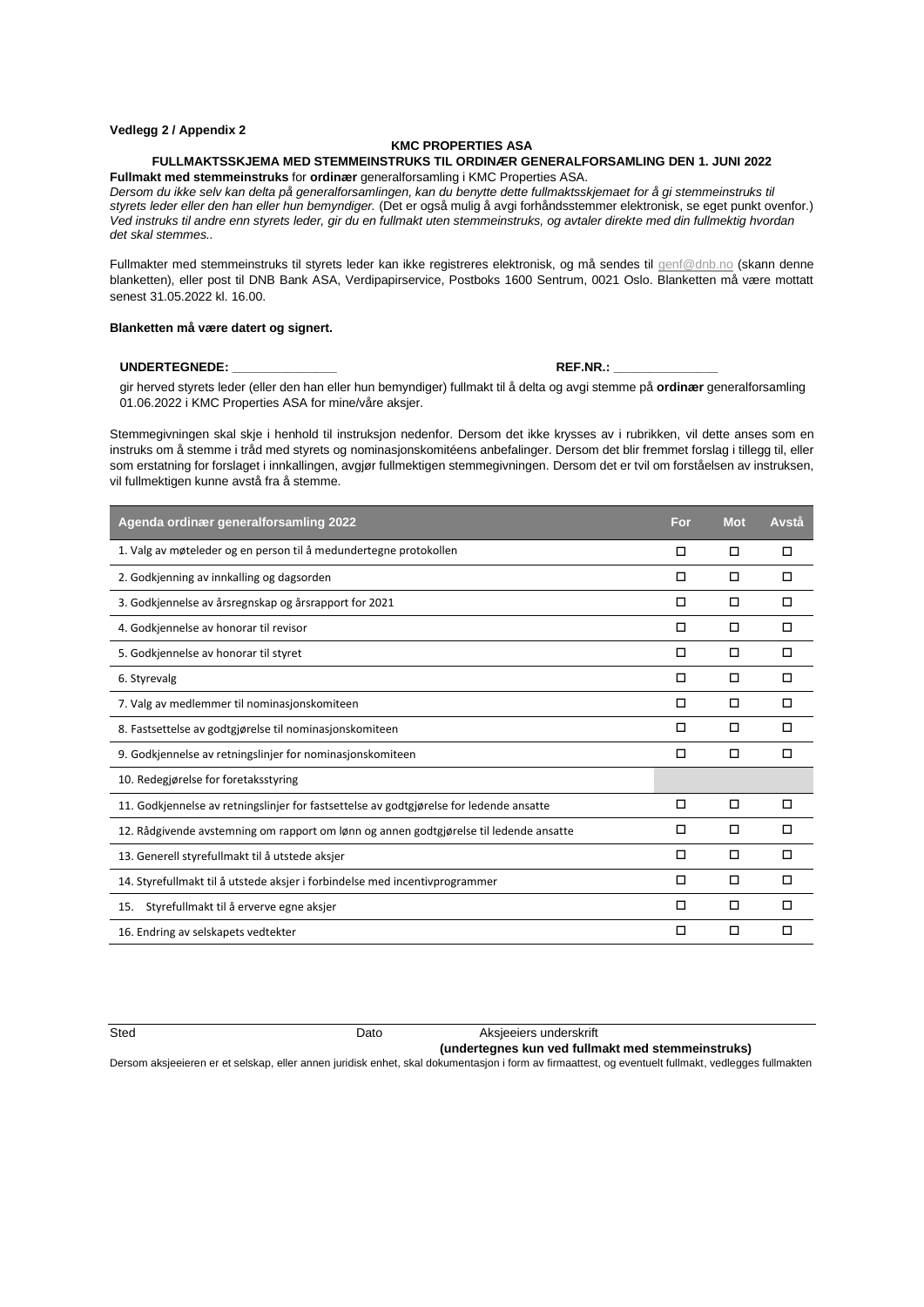**Vedlegg 2 / Appendix 2**

**KMC PROPERTIES ASA**

**FULLMAKTSSKJEMA MED STEMMEINSTRUKS TIL ORDINÆR GENERALFORSAMLING DEN 1. JUNI 2022**

**Fullmakt med stemmeinstruks** for **ordinær** generalforsamling i KMC Properties ASA.

*Dersom du ikke selv kan delta på generalforsamlingen, kan du benytte dette fullmaktsskjemaet for å gi stemmeinstruks til styrets leder eller den han eller hun bemyndiger.* (Det er også mulig å avgi forhåndsstemmer elektronisk, se eget punkt ovenfor.) *Ved instruks til andre enn styrets leder, gir du en fullmakt uten stemmeinstruks, og avtaler direkte med din fullmektig hvordan det skal stemmes..*

Fullmakter med stemmeinstruks til styrets leder kan ikke registreres elektronisk, og må sendes til genf@dnb.no (skann denne blanketten), eller post til DNB Bank ASA, Verdipapirservice, Postboks 1600 Sentrum, 0021 Oslo. Blanketten må være mottatt senest 31.05.2022 kl. 16.00.

**Blanketten må være datert og signert.**

**UNDERTEGNEDE:** _______________ **REF.NR.:** _______________

gir herved styrets leder (eller den han eller hun bemyndiger) fullmakt til å delta og avgi stemme på **ordinær** generalforsamling 01.06.2022 i KMC Properties ASA for mine/våre aksjer.

Stemmegivningen skal skje i henhold til instruksjon nedenfor. Dersom det ikke krysses av i rubrikken, vil dette anses som en instruks om å stemme i tråd med styrets og nominasjonskomitéens anbefalinger. Dersom det blir fremmet forslag i tillegg til, eller som erstatning for forslaget i innkallingen, avgjør fullmektigen stemmegivningen. Dersom det er tvil om forståelsen av instruksen, vil fullmektigen kunne avstå fra å stemme.

| Agenda ordinær generalforsamling 2022 | For | Mot | Avstå |
|---|---|---|---|
| 1. Valg av møteleder og en person til å medundertegne protokollen | ☐ | ☐ | ☐ |
| 2. Godkjenning av innkalling og dagsorden | ☐ | ☐ | ☐ |
| 3. Godkjennelse av årsregnskap og årsrapport for 2021 | ☐ | ☐ | ☐ |
| 4. Godkjennelse av honorar til revisor | ☐ | ☐ | ☐ |
| 5. Godkjennelse av honorar til styret | ☐ | ☐ | ☐ |
| 6. Styrevalg | ☐ | ☐ | ☐ |
| 7. Valg av medlemmer til nominasjonskomiteen | ☐ | ☐ | ☐ |
| 8. Fastsettelse av godtgjørelse til nominasjonskomiteen | ☐ | ☐ | ☐ |
| 9. Godkjennelse av retningslinjer for nominasjonskomiteen | ☐ | ☐ | ☐ |
| 10. Redegjørelse for foretaksstyring | | | |
| 11. Godkjennelse av retningslinjer for fastsettelse av godtgjørelse for ledende ansatte | ☐ | ☐ | ☐ |
| 12. Rådgivende avstemning om rapport om lønn og annen godtgjørelse til ledende ansatte | ☐ | ☐ | ☐ |
| 13. Generell styrefullmakt til å utstede aksjer | ☐ | ☐ | ☐ |
| 14. Styrefullmakt til å utstede aksjer i forbindelse med incentivprogrammer | ☐ | ☐ | ☐ |
| 15. Styrefullmakt til å erverve egne aksjer | ☐ | ☐ | ☐ |
| 16. Endring av selskapets vedtekter | ☐ | ☐ | ☐ |

Sted Dato Aksjeeiers underskrift

**(undertegnes kun ved fullmakt med stemmeinstruks)**

Dersom aksjeeieren er et selskap, eller annen juridisk enhet, skal dokumentasjon i form av firmaattest, og eventuelt fullmakt, vedlegges fullmakten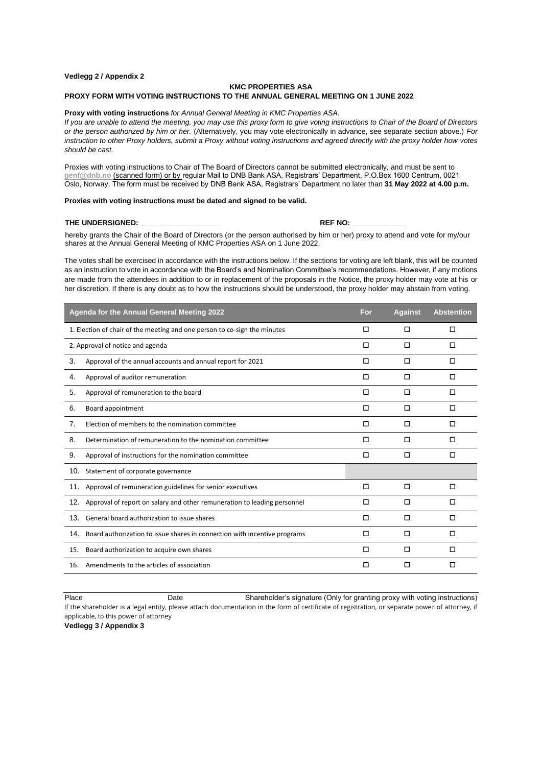**Vedlegg 2 / Appendix 2**

**KMC PROPERTIES ASA**

**PROXY FORM WITH VOTING INSTRUCTIONS TO THE ANNUAL GENERAL MEETING ON 1 JUNE 2022**

**Proxy with voting instructions** *for Annual General Meeting in KMC Properties ASA.*

*If you are unable to attend the meeting, you may use this proxy form to give voting instructions to Chair of the Board of Directors or the person authorized by him or her.* (Alternatively, you may vote electronically in advance, see separate section above.) *For instruction to other Proxy holders, submit a Proxy without voting instructions and agreed directly with the proxy holder how votes should be cast.*

Proxies with voting instructions to Chair of The Board of Directors cannot be submitted electronically, and must be sent to genf@dnb.no (scanned form) or by regular Mail to DNB Bank ASA, Registrars' Department, P.O.Box 1600 Centrum, 0021 Oslo, Norway. The form must be received by DNB Bank ASA, Registrars' Department no later than **31 May 2022 at 4.00 p.m.**

**Proxies with voting instructions must be dated and signed to be valid.**

**THE UNDERSIGNED: ___________________** **REF NO: _____________**

hereby grants the Chair of the Board of Directors (or the person authorised by him or her) proxy to attend and vote for my/our shares at the Annual General Meeting of KMC Properties ASA on 1 June 2022.

The votes shall be exercised in accordance with the instructions below. If the sections for voting are left blank, this will be counted as an instruction to vote in accordance with the Board's and Nomination Committee's recommendations. However, if any motions are made from the attendees in addition to or in replacement of the proposals in the Notice, the proxy holder may vote at his or her discretion. If there is any doubt as to how the instructions should be understood, the proxy holder may abstain from voting.

| Agenda for the Annual General Meeting 2022 | For | Against | Abstention |
|---|---|---|---|
| 1. Election of chair of the meeting and one person to co-sign the minutes | ☐ | ☐ | ☐ |
| 2. Approval of notice and agenda | ☐ | ☐ | ☐ |
| 3. Approval of the annual accounts and annual report for 2021 | ☐ | ☐ | ☐ |
| 4. Approval of auditor remuneration | ☐ | ☐ | ☐ |
| 5. Approval of remuneration to the board | ☐ | ☐ | ☐ |
| 6. Board appointment | ☐ | ☐ | ☐ |
| 7. Election of members to the nomination committee | ☐ | ☐ | ☐ |
| 8. Determination of remuneration to the nomination committee | ☐ | ☐ | ☐ |
| 9. Approval of instructions for the nomination committee | ☐ | ☐ | ☐ |
| 10. Statement of corporate governance | | | |
| 11. Approval of remuneration guidelines for senior executives | ☐ | ☐ | ☐ |
| 12. Approval of report on salary and other remuneration to leading personnel | ☐ | ☐ | ☐ |
| 13. General board authorization to issue shares | ☐ | ☐ | ☐ |
| 14. Board authorization to issue shares in connection with incentive programs | ☐ | ☐ | ☐ |
| 15. Board authorization to acquire own shares | ☐ | ☐ | ☐ |
| 16. Amendments to the articles of association | ☐ | ☐ | ☐ |

Place Date Shareholder's signature (Only for granting proxy with voting instructions)

If the shareholder is a legal entity, please attach documentation in the form of certificate of registration, or separate power of attorney, if applicable, to this power of attorney

**Vedlegg 3 / Appendix 3**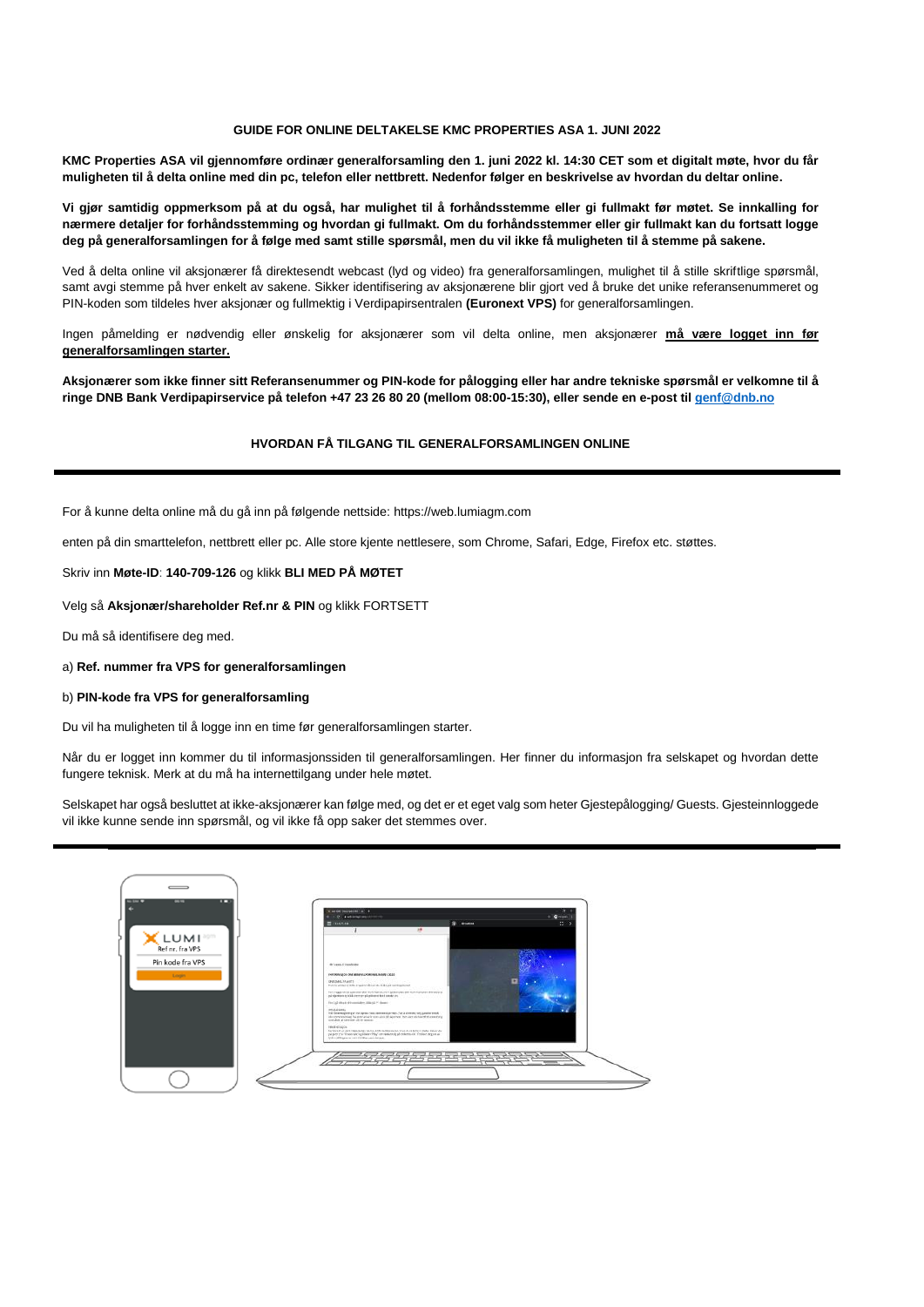**GUIDE FOR ONLINE DELTAKELSE KMC PROPERTIES ASA 1. JUNI 2022**

**KMC Properties ASA vil gjennomføre ordinær generalforsamling den 1. juni 2022 kl. 14:30 CET som et digitalt møte, hvor du får muligheten til å delta online med din pc, telefon eller nettbrett. Nedenfor følger en beskrivelse av hvordan du deltar online.**

**Vi gjør samtidig oppmerksom på at du også, har mulighet til å forhåndsstemme eller gi fullmakt før møtet. Se innkalling for nærmere detaljer for forhåndsstemming og hvordan gi fullmakt. Om du forhåndsstemmer eller gir fullmakt kan du fortsatt logge deg på generalforsamlingen for å følge med samt stille spørsmål, men du vil ikke få muligheten til å stemme på sakene.**

Ved å delta online vil aksjonærer få direktesendt webcast (lyd og video) fra generalforsamlingen, mulighet til å stille skriftlige spørsmål, samt avgi stemme på hver enkelt av sakene. Sikker identifisering av aksjonærene blir gjort ved å bruke det unike referansenummeret og PIN-koden som tildeles hver aksjonær og fullmektig i Verdipapirsentralen **(Euronext VPS)** for generalforsamlingen.

Ingen påmelding er nødvendig eller ønskelig for aksjonærer som vil delta online, men aksjonærer **må være logget inn før generalforsamlingen starter.**

**Aksjonærer som ikke finner sitt Referansenummer og PIN-kode for pålogging eller har andre tekniske spørsmål er velkomne til å ringe DNB Bank Verdipapirservice på telefon +47 23 26 80 20 (mellom 08:00-15:30), eller sende en e-post til genf@dnb.no**

**HVORDAN FÅ TILGANG TIL GENERALFORSAMLINGEN ONLINE**

---

For å kunne delta online må du gå inn på følgende nettside: https://web.lumiagm.com

enten på din smarttelefon, nettbrett eller pc. Alle store kjente nettlesere, som Chrome, Safari, Edge, Firefox etc. støttes.

Skriv inn **Møte-ID**: **140-709-126** og klikk **BLI MED PÅ MØTET**

Velg så **Aksjonær/shareholder Ref.nr & PIN** og klikk FORTSETT

Du må så identifisere deg med.

a) **Ref. nummer fra VPS for generalforsamlingen**

b) **PIN-kode fra VPS for generalforsamling**

Du vil ha muligheten til å logge inn en time før generalforsamlingen starter.

Når du er logget inn kommer du til informasjonssiden til generalforsamlingen. Her finner du informasjon fra selskapet og hvordan dette fungere teknisk. Merk at du må ha internettilgang under hele møtet.

Selskapet har også besluttet at ikke-aksjonærer kan følge med, og det er et eget valg som heter Gjestepålogging/ Guests. Gjesteinnloggede vil ikke kunne sende inn spørsmål, og vil ikke få opp saker det stemmes over.

---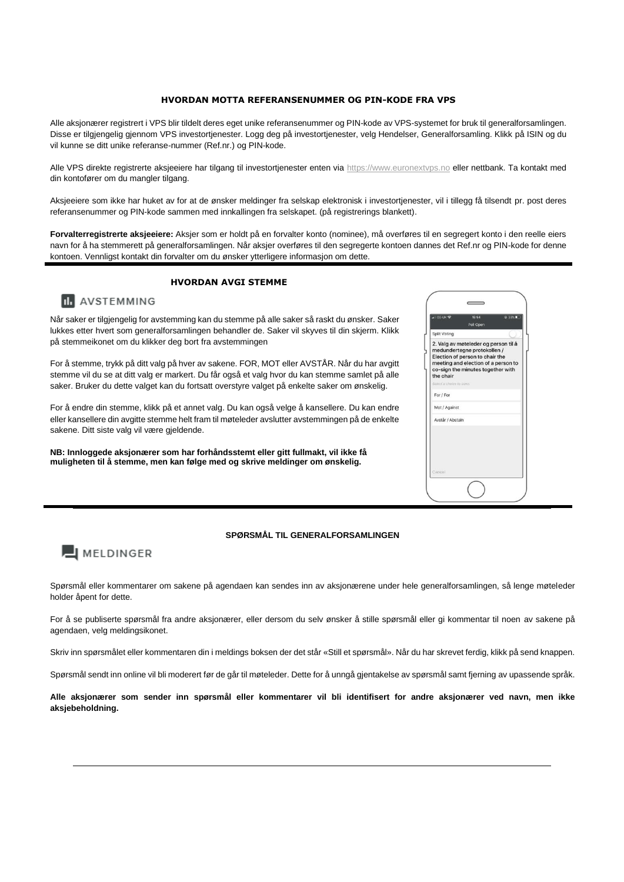## HVORDAN MOTTA REFERANSENUMMER OG PIN-KODE FRA VPS

Alle aksjonærer registrert i VPS blir tildelt deres eget unike referansenummer og PIN-kode av VPS-systemet for bruk til generalforsamlingen. Disse er tilgjengelig gjennom VPS investortjenester. Logg deg på investortjenester, velg Hendelser, Generalforsamling. Klikk på ISIN og du vil kunne se ditt unike referanse-nummer (Ref.nr.) og PIN-kode.

Alle VPS direkte registrerte aksjeeiere har tilgang til investortjenester enten via https://www.euronextvps.no eller nettbank. Ta kontakt med din kontofører om du mangler tilgang.

Aksjeeiere som ikke har huket av for at de ønsker meldinger fra selskap elektronisk i investortjenester, vil i tillegg få tilsendt pr. post deres referansenummer og PIN-kode sammen med innkallingen fra selskapet. (på registrerings blankett).

**Forvalterregistrerte aksjeeiere:** Aksjer som er holdt på en forvalter konto (nominee), må overføres til en segregert konto i den reelle eiers navn for å ha stemmerett på generalforsamlingen. Når aksjer overføres til den segregerte kontoen dannes det Ref.nr og PIN-kode for denne kontoen. Vennligst kontakt din forvalter om du ønsker ytterligere informasjon om dette.

## HVORDAN AVGI STEMME

AVSTEMMING

Når saker er tilgjengelig for avstemming kan du stemme på alle saker så raskt du ønsker. Saker lukkes etter hvert som generalforsamlingen behandler de. Saker vil skyves til din skjerm. Klikk på stemmeikonet om du klikker deg bort fra avstemmingen

For å stemme, trykk på ditt valg på hver av sakene. FOR, MOT eller AVSTÅR. Når du har avgitt stemme vil du se at ditt valg er markert. Du får også et valg hvor du kan stemme samlet på alle saker. Bruker du dette valget kan du fortsatt overstyre valget på enkelte saker om ønskelig.

For å endre din stemme, klikk på et annet valg. Du kan også velge å kansellere. Du kan endre eller kansellere din avgitte stemme helt fram til møteleder avslutter avstemmingen på de enkelte sakene. Ditt siste valg vil være gjeldende.

**NB: Innloggede aksjonærer som har forhåndsstemt eller gitt fullmakt, vil ikke få muligheten til å stemme, men kan følge med og skrive meldinger om ønskelig.**

## SPØRSMÅL TIL GENERALFORSAMLINGEN

MELDINGER

Spørsmål eller kommentarer om sakene på agendaen kan sendes inn av aksjonærene under hele generalforsamlingen, så lenge møteleder holder åpent for dette.

For å se publiserte spørsmål fra andre aksjonærer, eller dersom du selv ønsker å stille spørsmål eller gi kommentar til noen av sakene på agendaen, velg meldingsikonet.

Skriv inn spørsmålet eller kommentaren din i meldings boksen der det står «Still et spørsmål». Når du har skrevet ferdig, klikk på send knappen.

Spørsmål sendt inn online vil bli moderert før de går til møteleder. Dette for å unngå gjentakelse av spørsmål samt fjerning av upassende språk.

**Alle aksjonærer som sender inn spørsmål eller kommentarer vil bli identifisert for andre aksjonærer ved navn, men ikke aksjebeholdning.**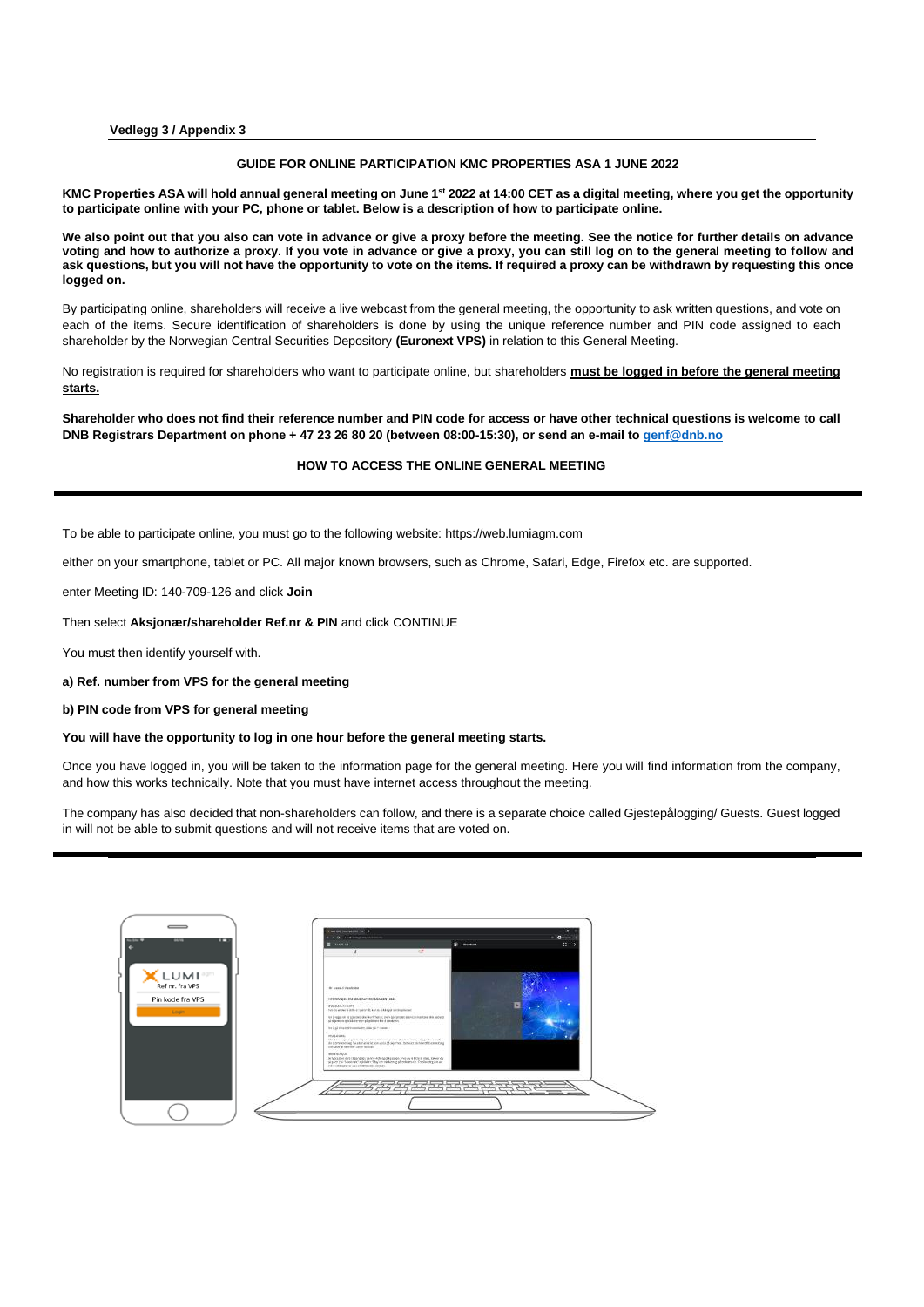**Vedlegg 3 / Appendix 3**

## GUIDE FOR ONLINE PARTICIPATION KMC PROPERTIES ASA 1 JUNE 2022

**KMC Properties ASA will hold annual general meeting on June 1st 2022 at 14:00 CET as a digital meeting, where you get the opportunity to participate online with your PC, phone or tablet. Below is a description of how to participate online.**

**We also point out that you also can vote in advance or give a proxy before the meeting. See the notice for further details on advance voting and how to authorize a proxy. If you vote in advance or give a proxy, you can still log on to the general meeting to follow and ask questions, but you will not have the opportunity to vote on the items. If required a proxy can be withdrawn by requesting this once logged on.**

By participating online, shareholders will receive a live webcast from the general meeting, the opportunity to ask written questions, and vote on each of the items. Secure identification of shareholders is done by using the unique reference number and PIN code assigned to each shareholder by the Norwegian Central Securities Depository **(Euronext VPS)** in relation to this General Meeting.

No registration is required for shareholders who want to participate online, but shareholders **must be logged in before the general meeting starts.**

**Shareholder who does not find their reference number and PIN code for access or have other technical questions is welcome to call DNB Registrars Department on phone + 47 23 26 80 20 (between 08:00-15:30), or send an e-mail to genf@dnb.no**

## HOW TO ACCESS THE ONLINE GENERAL MEETING

To be able to participate online, you must go to the following website: https://web.lumiagm.com

either on your smartphone, tablet or PC. All major known browsers, such as Chrome, Safari, Edge, Firefox etc. are supported.

enter Meeting ID: 140-709-126 and click **Join**

Then select **Aksjonær/shareholder Ref.nr & PIN** and click CONTINUE

You must then identify yourself with.

**a) Ref. number from VPS for the general meeting**

**b) PIN code from VPS for general meeting**

**You will have the opportunity to log in one hour before the general meeting starts.**

Once you have logged in, you will be taken to the information page for the general meeting. Here you will find information from the company, and how this works technically. Note that you must have internet access throughout the meeting.

The company has also decided that non-shareholders can follow, and there is a separate choice called Gjestepålogging/ Guests. Guest logged in will not be able to submit questions and will not receive items that are voted on.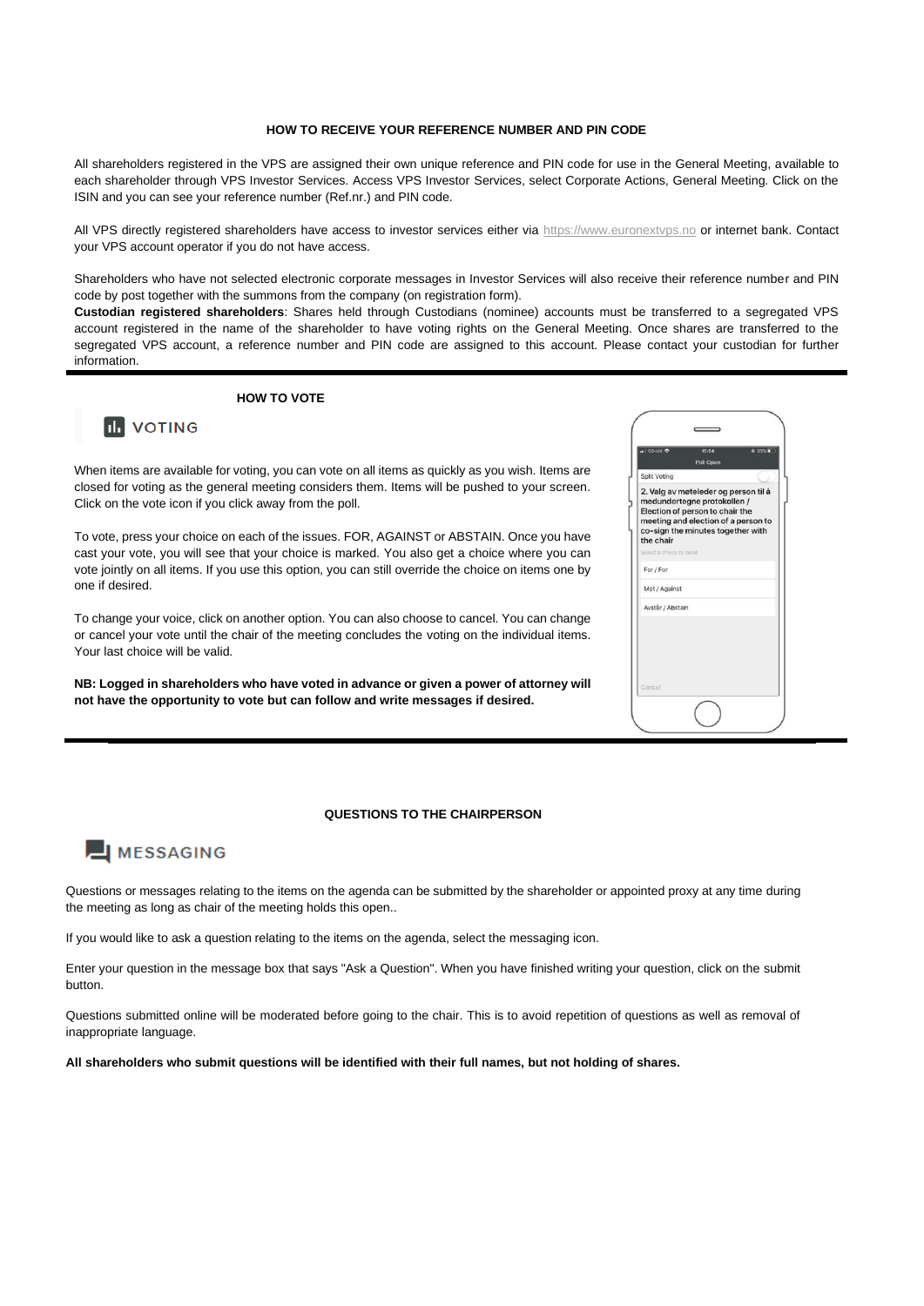## HOW TO RECEIVE YOUR REFERENCE NUMBER AND PIN CODE

All shareholders registered in the VPS are assigned their own unique reference and PIN code for use in the General Meeting, available to each shareholder through VPS Investor Services. Access VPS Investor Services, select Corporate Actions, General Meeting. Click on the ISIN and you can see your reference number (Ref.nr.) and PIN code.

All VPS directly registered shareholders have access to investor services either via https://www.euronextvps.no or internet bank. Contact your VPS account operator if you do not have access.

Shareholders who have not selected electronic corporate messages in Investor Services will also receive their reference number and PIN code by post together with the summons from the company (on registration form).

**Custodian registered shareholders**: Shares held through Custodians (nominee) accounts must be transferred to a segregated VPS account registered in the name of the shareholder to have voting rights on the General Meeting. Once shares are transferred to the segregated VPS account, a reference number and PIN code are assigned to this account. Please contact your custodian for further information.

## HOW TO VOTE

### VOTING

When items are available for voting, you can vote on all items as quickly as you wish. Items are closed for voting as the general meeting considers them. Items will be pushed to your screen. Click on the vote icon if you click away from the poll.

To vote, press your choice on each of the issues. FOR, AGAINST or ABSTAIN. Once you have cast your vote, you will see that your choice is marked. You also get a choice where you can vote jointly on all items. If you use this option, you can still override the choice on items one by one if desired.

To change your voice, click on another option. You can also choose to cancel. You can change or cancel your vote until the chair of the meeting concludes the voting on the individual items. Your last choice will be valid.

**NB: Logged in shareholders who have voted in advance or given a power of attorney will not have the opportunity to vote but can follow and write messages if desired.**

## QUESTIONS TO THE CHAIRPERSON

### MESSAGING

Questions or messages relating to the items on the agenda can be submitted by the shareholder or appointed proxy at any time during the meeting as long as chair of the meeting holds this open..

If you would like to ask a question relating to the items on the agenda, select the messaging icon.

Enter your question in the message box that says "Ask a Question". When you have finished writing your question, click on the submit button.

Questions submitted online will be moderated before going to the chair. This is to avoid repetition of questions as well as removal of inappropriate language.

**All shareholders who submit questions will be identified with their full names, but not holding of shares.**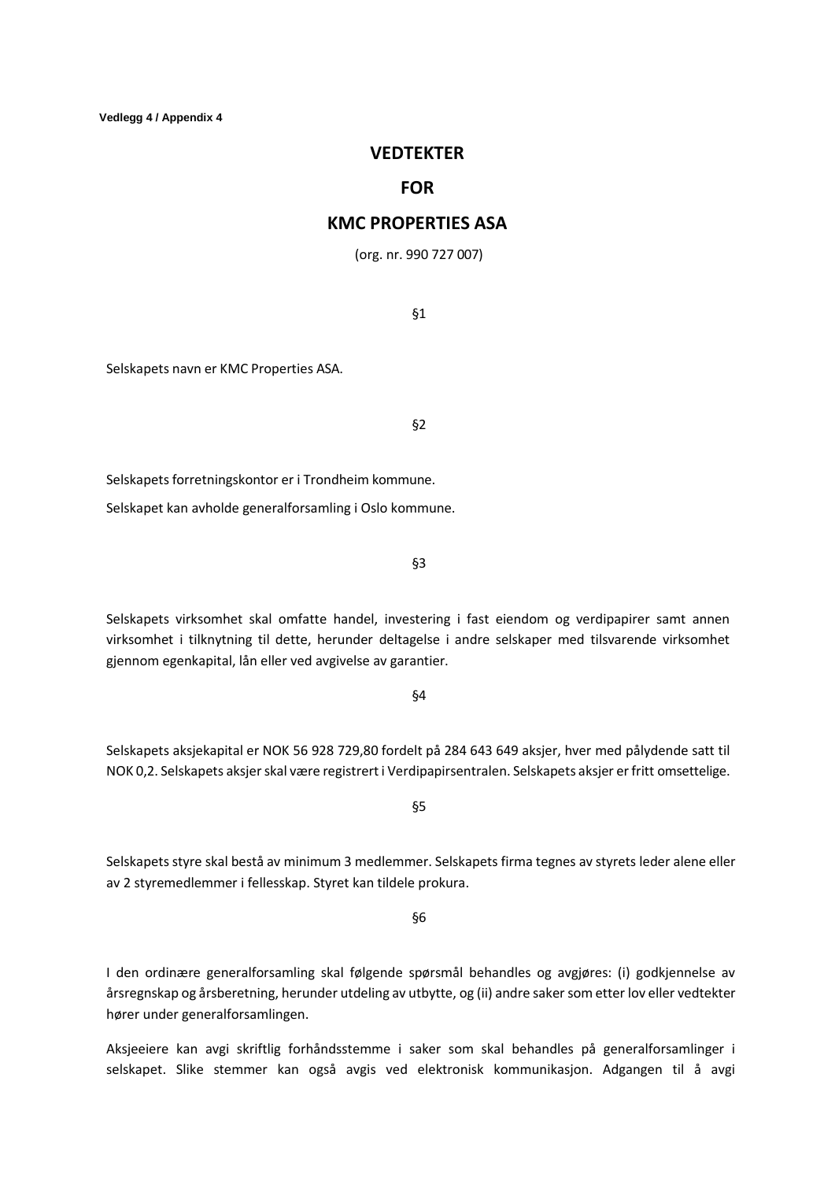**Vedlegg 4 / Appendix 4**

# VEDTEKTER

# FOR

# KMC PROPERTIES ASA

(org. nr. 990 727 007)

§1

Selskapets navn er KMC Properties ASA.

§2

Selskapets forretningskontor er i Trondheim kommune.

Selskapet kan avholde generalforsamling i Oslo kommune.

§3

Selskapets virksomhet skal omfatte handel, investering i fast eiendom og verdipapirer samt annen virksomhet i tilknytning til dette, herunder deltagelse i andre selskaper med tilsvarende virksomhet gjennom egenkapital, lån eller ved avgivelse av garantier.

§4

Selskapets aksjekapital er NOK 56 928 729,80 fordelt på 284 643 649 aksjer, hver med pålydende satt til NOK 0,2. Selskapets aksjer skal være registrert i Verdipapirsentralen. Selskapets aksjer er fritt omsettelige.

§5

Selskapets styre skal bestå av minimum 3 medlemmer. Selskapets firma tegnes av styrets leder alene eller av 2 styremedlemmer i fellesskap. Styret kan tildele prokura.

§6

I den ordinære generalforsamling skal følgende spørsmål behandles og avgjøres: (i) godkjennelse av årsregnskap og årsberetning, herunder utdeling av utbytte, og (ii) andre saker som etter lov eller vedtekter hører under generalforsamlingen.

Aksjeeiere kan avgi skriftlig forhåndsstemme i saker som skal behandles på generalforsamlinger i selskapet. Slike stemmer kan også avgis ved elektronisk kommunikasjon. Adgangen til å avgi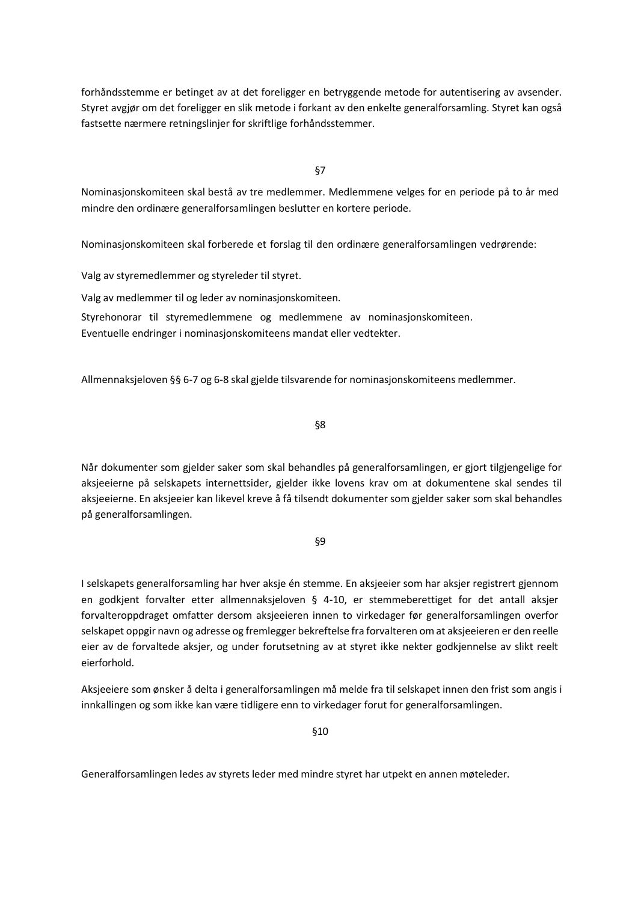forhåndsstemme er betinget av at det foreligger en betryggende metode for autentisering av avsender. Styret avgjør om det foreligger en slik metode i forkant av den enkelte generalforsamling. Styret kan også fastsette nærmere retningslinjer for skriftlige forhåndsstemmer.

§7

Nominasjonskomiteen skal bestå av tre medlemmer. Medlemmene velges for en periode på to år med mindre den ordinære generalforsamlingen beslutter en kortere periode.

Nominasjonskomiteen skal forberede et forslag til den ordinære generalforsamlingen vedrørende:

Valg av styremedlemmer og styreleder til styret.

Valg av medlemmer til og leder av nominasjonskomiteen.

Styrehonorar til styremedlemmene og medlemmene av nominasjonskomiteen.
Eventuelle endringer i nominasjonskomiteens mandat eller vedtekter.

Allmennaksjeloven §§ 6-7 og 6-8 skal gjelde tilsvarende for nominasjonskomiteens medlemmer.

§8

Når dokumenter som gjelder saker som skal behandles på generalforsamlingen, er gjort tilgjengelige for aksjeeierne på selskapets internettsider, gjelder ikke lovens krav om at dokumentene skal sendes til aksjeeierne. En aksjeeier kan likevel kreve å få tilsendt dokumenter som gjelder saker som skal behandles på generalforsamlingen.

§9

I selskapets generalforsamling har hver aksje én stemme. En aksjeeier som har aksjer registrert gjennom en godkjent forvalter etter allmennaksjeloven § 4-10, er stemmeberettiget for det antall aksjer forvalteroppdraget omfatter dersom aksjeeieren innen to virkedager før generalforsamlingen overfor selskapet oppgir navn og adresse og fremlegger bekreftelse fra forvalteren om at aksjeeieren er den reelle eier av de forvaltede aksjer, og under forutsetning av at styret ikke nekter godkjennelse av slikt reelt eierforhold.

Aksjeeiere som ønsker å delta i generalforsamlingen må melde fra til selskapet innen den frist som angis i innkallingen og som ikke kan være tidligere enn to virkedager forut for generalforsamlingen.

§10

Generalforsamlingen ledes av styrets leder med mindre styret har utpekt en annen møteleder.